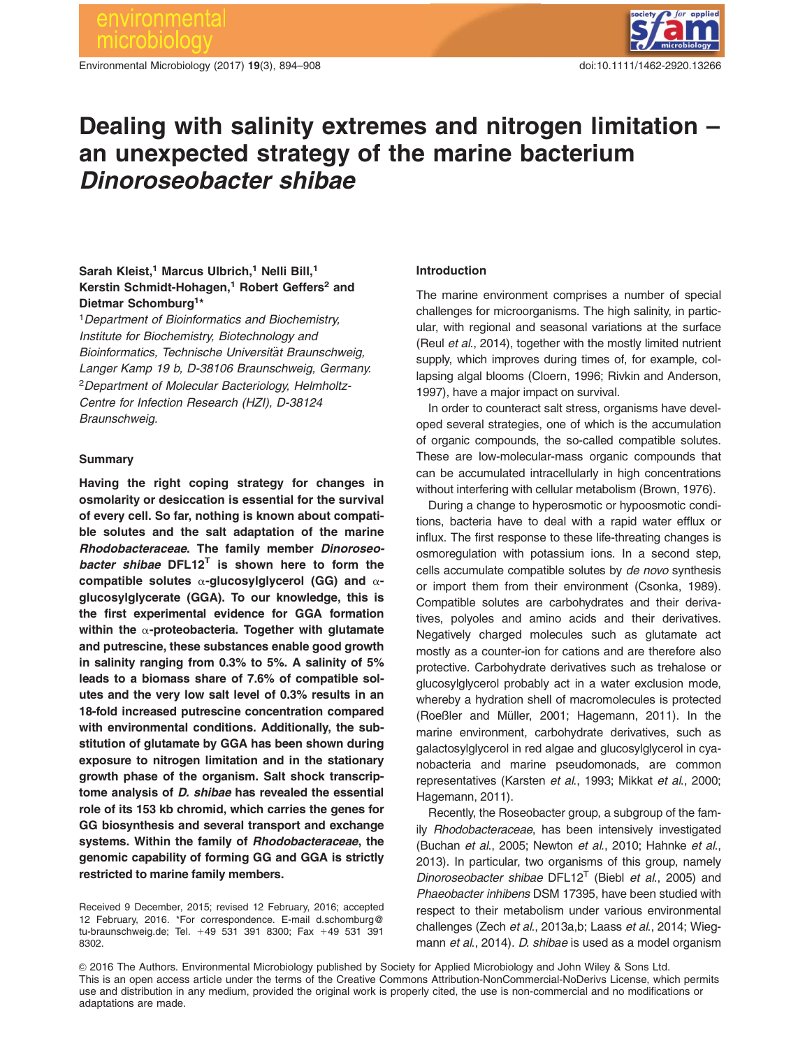# Dealing with salinity extremes and nitrogen limitation – an unexpected strategy of the marine bacterium *Dinoroseobacter shibae*

**Sarah Kleist,[1] Marcus Ulbrich,[1] Nelli Bill,[1] Kerstin Schmidt-Hohagen,[1] Robert Geffers[2] and Dietmar Schomburg[1]***

[1]*Department of Bioinformatics and Biochemistry, Institute for Biochemistry, Biotechnology and Bioinformatics, Technische Universität Braunschweig, Langer Kamp 19 b, D-38106 Braunschweig, Germany.*
[2]*Department of Molecular Bacteriology, Helmholtz-Centre for Infection Research (HZI), D-38124 Braunschweig.*

## Summary

**Having the right coping strategy for changes in osmolarity or desiccation is essential for the survival of every cell. So far, nothing is known about compatible solutes and the salt adaptation of the marine *Rhodobacteraceae*. The family member *Dinoroseobacter shibae* DFL12$^T$ is shown here to form the compatible solutes α-glucosylglycerol (GG) and α-glucosylglycerate (GGA). To our knowledge, this is the first experimental evidence for GGA formation within the α-proteobacteria. Together with glutamate and putrescine, these substances enable good growth in salinity ranging from 0.3% to 5%. A salinity of 5% leads to a biomass share of 7.6% of compatible solutes and the very low salt level of 0.3% results in an 18-fold increased putrescine concentration compared with environmental conditions. Additionally, the substitution of glutamate by GGA has been shown during exposure to nitrogen limitation and in the stationary growth phase of the organism. Salt shock transcriptome analysis of *D. shibae* has revealed the essential role of its 153 kb chromid, which carries the genes for GG biosynthesis and several transport and exchange systems. Within the family of *Rhodobacteraceae*, the genomic capability of forming GG and GGA is strictly restricted to marine family members.**

Received 9 December, 2015; revised 12 February, 2016; accepted 12 February, 2016. *For correspondence. E-mail d.schomburg@tu-braunschweig.de; Tel. +49 531 391 8300; Fax +49 531 391 8302.

## Introduction

The marine environment comprises a number of special challenges for microorganisms. The high salinity, in particular, with regional and seasonal variations at the surface (Reul *et al.*, 2014), together with the mostly limited nutrient supply, which improves during times of, for example, collapsing algal blooms (Cloern, 1996; Rivkin and Anderson, 1997), have a major impact on survival.

In order to counteract salt stress, organisms have developed several strategies, one of which is the accumulation of organic compounds, the so-called compatible solutes. These are low-molecular-mass organic compounds that can be accumulated intracellularly in high concentrations without interfering with cellular metabolism (Brown, 1976).

During a change to hyperosmotic or hypoosmotic conditions, bacteria have to deal with a rapid water efflux or influx. The first response to these life-threating changes is osmoregulation with potassium ions. In a second step, cells accumulate compatible solutes by *de novo* synthesis or import them from their environment (Csonka, 1989). Compatible solutes are carbohydrates and their derivatives, polyoles and amino acids and their derivatives. Negatively charged molecules such as glutamate act mostly as a counter-ion for cations and are therefore also protective. Carbohydrate derivatives such as trehalose or glucosylglycerol probably act in a water exclusion mode, whereby a hydration shell of macromolecules is protected (Roeßler and Müller, 2001; Hagemann, 2011). In the marine environment, carbohydrate derivatives, such as galactosylglycerol in red algae and glucosylglycerol in cyanobacteria and marine pseudomonads, are common representatives (Karsten *et al.*, 1993; Mikkat *et al.*, 2000; Hagemann, 2011).

Recently, the Roseobacter group, a subgroup of the family *Rhodobacteraceae*, has been intensively investigated (Buchan *et al.*, 2005; Newton *et al.*, 2010; Hahnke *et al.*, 2013). In particular, two organisms of this group, namely *Dinoroseobacter shibae* DFL12$^T$ (Biebl *et al.*, 2005) and *Phaeobacter inhibens* DSM 17395, have been studied with respect to their metabolism under various environmental challenges (Zech *et al.*, 2013a,b; Laass *et al.*, 2014; Wiegmann *et al.*, 2014). *D. shibae* is used as a model organism

© 2016 The Authors. Environmental Microbiology published by Society for Applied Microbiology and John Wiley & Sons Ltd. This is an open access article under the terms of the Creative Commons Attribution-NonCommercial-NoDerivs License, which permits use and distribution in any medium, provided the original work is properly cited, the use is non-commercial and no modifications or adaptations are made.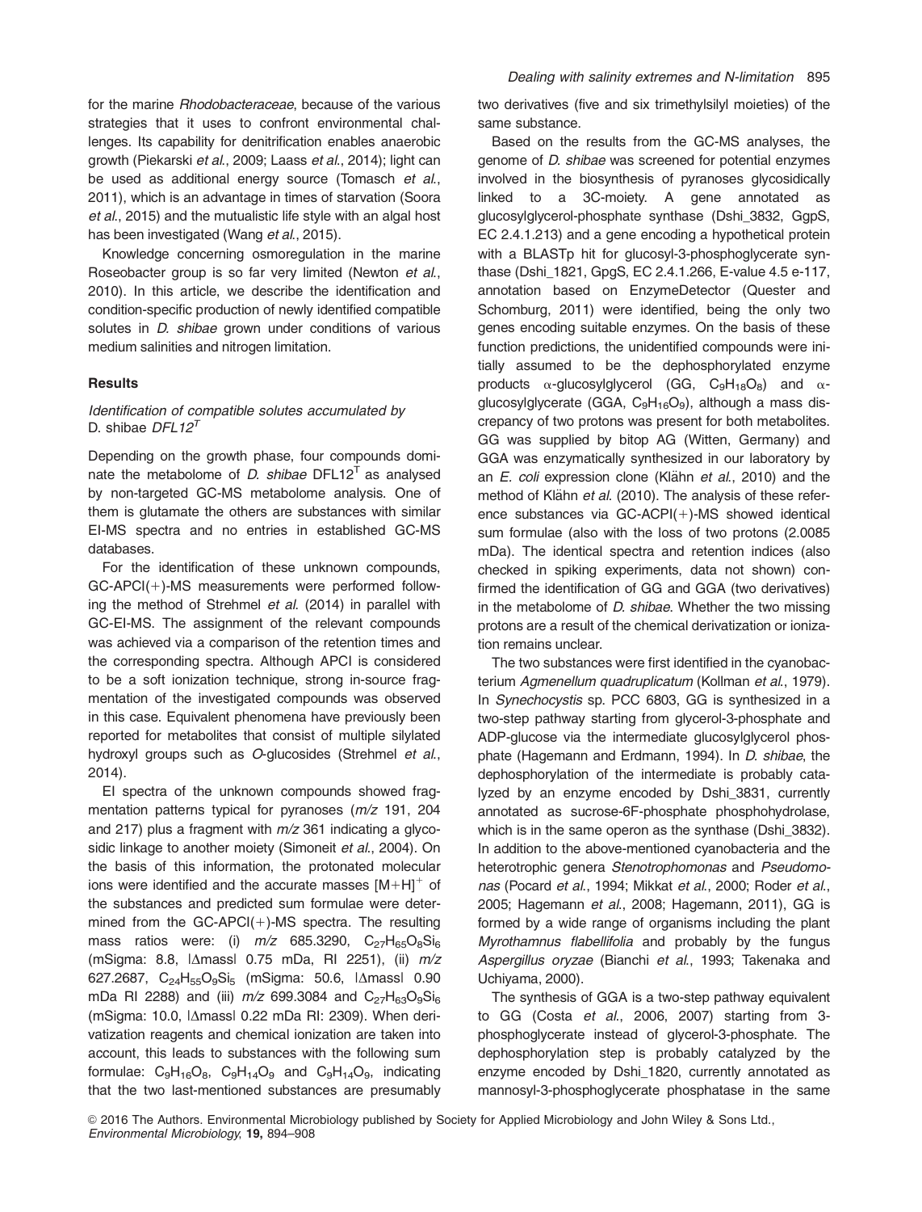for the marine *Rhodobacteraceae*, because of the various strategies that it uses to confront environmental challenges. Its capability for denitrification enables anaerobic growth (Piekarski *et al.*, 2009; Laass *et al.*, 2014); light can be used as additional energy source (Tomasch *et al.*, 2011), which is an advantage in times of starvation (Soora *et al.*, 2015) and the mutualistic life style with an algal host has been investigated (Wang *et al.*, 2015).

Knowledge concerning osmoregulation in the marine Roseobacter group is so far very limited (Newton *et al.*, 2010). In this article, we describe the identification and condition-specific production of newly identified compatible solutes in *D. shibae* grown under conditions of various medium salinities and nitrogen limitation.

## Results

### Identification of compatible solutes accumulated by *D. shibae* DFL12$^T$

Depending on the growth phase, four compounds dominate the metabolome of *D. shibae* DFL12$^T$ as analysed by non-targeted GC-MS metabolome analysis. One of them is glutamate the others are substances with similar EI-MS spectra and no entries in established GC-MS databases.

For the identification of these unknown compounds, GC-APCI(+)-MS measurements were performed following the method of Strehmel *et al.* (2014) in parallel with GC-EI-MS. The assignment of the relevant compounds was achieved via a comparison of the retention times and the corresponding spectra. Although APCI is considered to be a soft ionization technique, strong in-source fragmentation of the investigated compounds was observed in this case. Equivalent phenomena have previously been reported for metabolites that consist of multiple silylated hydroxyl groups such as *O*-glucosides (Strehmel *et al.*, 2014).

EI spectra of the unknown compounds showed fragmentation patterns typical for pyranoses (*m/z* 191, 204 and 217) plus a fragment with *m/z* 361 indicating a glycosidic linkage to another moiety (Simoneit *et al.*, 2004). On the basis of this information, the protonated molecular ions were identified and the accurate masses $[M+H]^+$ of the substances and predicted sum formulae were determined from the GC-APCI(+)-MS spectra. The resulting mass ratios were: (i) *m/z* 685.3290, $C_{27}H_{65}O_8Si_6$ (mSigma: 8.8, |Δmass| 0.75 mDa, RI 2251), (ii) *m/z* 627.2687, $C_{24}H_{55}O_9Si_5$ (mSigma: 50.6, |Δmass| 0.90 mDa RI 2288) and (iii) *m/z* 699.3084 and $C_{27}H_{63}O_9Si_6$ (mSigma: 10.0, |Δmass| 0.22 mDa RI: 2309). When derivatization reagents and chemical ionization are taken into account, this leads to substances with the following sum formulae: $C_9H_{16}O_8$, $C_9H_{14}O_9$ and $C_9H_{14}O_9$, indicating that the two last-mentioned substances are presumably two derivatives (five and six trimethylsilyl moieties) of the same substance.

Based on the results from the GC-MS analyses, the genome of *D. shibae* was screened for potential enzymes involved in the biosynthesis of pyranoses glycosidically linked to a 3C-moiety. A gene annotated as glucosylglycerol-phosphate synthase (Dshi_3832, GgpS, EC 2.4.1.213) and a gene encoding a hypothetical protein with a BLASTp hit for glucosyl-3-phosphoglycerate synthase (Dshi_1821, GpgS, EC 2.4.1.266, E-value 4.5 e-117, annotation based on EnzymeDetector (Quester and Schomburg, 2011) were identified, being the only two genes encoding suitable enzymes. On the basis of these function predictions, the unidentified compounds were initially assumed to be the dephosphorylated enzyme products α-glucosylglycerol (GG, $C_9H_{18}O_8$) and α-glucosylglycerate (GGA, $C_9H_{16}O_9$), although a mass discrepancy of two protons was present for both metabolites. GG was supplied by bitop AG (Witten, Germany) and GGA was enzymatically synthesized in our laboratory by an *E. coli* expression clone (Klähn *et al.*, 2010) and the method of Klähn *et al.* (2010). The analysis of these reference substances via GC-ACPI(+)-MS showed identical sum formulae (also with the loss of two protons (2.0085 mDa). The identical spectra and retention indices (also checked in spiking experiments, data not shown) confirmed the identification of GG and GGA (two derivatives) in the metabolome of *D. shibae*. Whether the two missing protons are a result of the chemical derivatization or ionization remains unclear.

The two substances were first identified in the cyanobacterium *Agmenellum quadruplicatum* (Kollman *et al.*, 1979). In *Synechocystis* sp. PCC 6803, GG is synthesized in a two-step pathway starting from glycerol-3-phosphate and ADP-glucose via the intermediate glucosylglycerol phosphate (Hagemann and Erdmann, 1994). In *D. shibae*, the dephosphorylation of the intermediate is probably catalyzed by an enzyme encoded by Dshi_3831, currently annotated as sucrose-6F-phosphate phosphohydrolase, which is in the same operon as the synthase (Dshi_3832). In addition to the above-mentioned cyanobacteria and the heterotrophic genera *Stenotrophomonas* and *Pseudomonas* (Pocard *et al.*, 1994; Mikkat *et al.*, 2000; Roder *et al.*, 2005; Hagemann *et al.*, 2008; Hagemann, 2011), GG is formed by a wide range of organisms including the plant *Myrothamnus flabellifolia* and probably by the fungus *Aspergillus oryzae* (Bianchi *et al.*, 1993; Takenaka and Uchiyama, 2000).

The synthesis of GGA is a two-step pathway equivalent to GG (Costa *et al.*, 2006, 2007) starting from 3-phosphoglycerate instead of glycerol-3-phosphate. The dephosphorylation step is probably catalyzed by the enzyme encoded by Dshi_1820, currently annotated as mannosyl-3-phosphoglycerate phosphatase in the same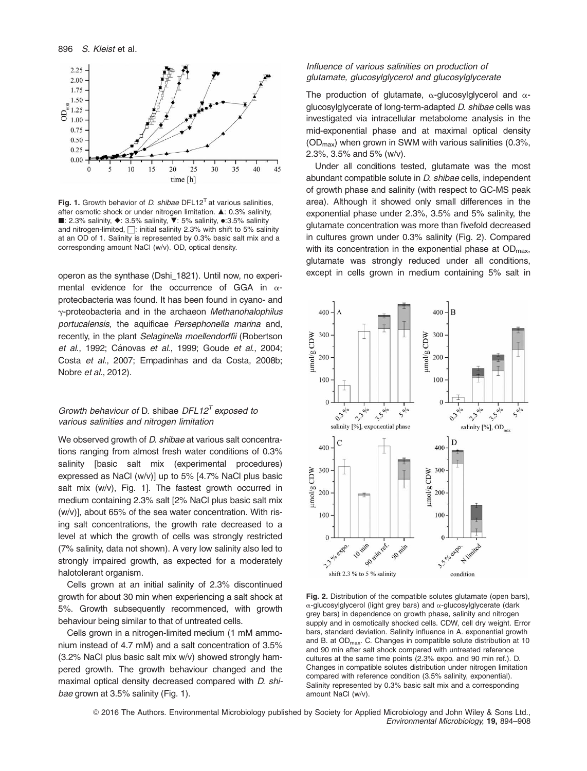**Fig. 1.** Growth behavior of *D. shibae* DFL12$^T$ at various salinities, after osmotic shock or under nitrogen limitation. ▲: 0.3% salinity, ■: 2.3% salinity, ◆: 3.5% salinity, ▼: 5% salinity, ●:3.5% salinity and nitrogen-limited, □: initial salinity 2.3% with shift to 5% salinity at an OD of 1. Salinity is represented by 0.3% basic salt mix and a corresponding amount NaCl (w/v). OD, optical density.

operon as the synthase (Dshi_1821). Until now, no experimental evidence for the occurrence of GGA in α-proteobacteria was found. It has been found in cyano- and γ-proteobacteria and in the archaeon *Methanohalophilus portucalensis*, the aquificae *Persephonella marina* and, recently, in the plant *Selaginella moellendorffii* (Robertson *et al.*, 1992; Cánovas *et al.*, 1999; Goude *et al.*, 2004; Costa *et al.*, 2007; Empadinhas and da Costa, 2008b; Nobre *et al.*, 2012).

### *Growth behaviour of* D. shibae *DFL12$^T$ exposed to various salinities and nitrogen limitation*

We observed growth of *D. shibae* at various salt concentrations ranging from almost fresh water conditions of 0.3% salinity [basic salt mix (experimental procedures) expressed as NaCl (w/v)] up to 5% [4.7% NaCl plus basic salt mix (w/v), Fig. 1]. The fastest growth occurred in medium containing 2.3% salt [2% NaCl plus basic salt mix (w/v)], about 65% of the sea water concentration. With rising salt concentrations, the growth rate decreased to a level at which the growth of cells was strongly restricted (7% salinity, data not shown). A very low salinity also led to strongly impaired growth, as expected for a moderately halotolerant organism.

Cells grown at an initial salinity of 2.3% discontinued growth for about 30 min when experiencing a salt shock at 5%. Growth subsequently recommenced, with growth behaviour being similar to that of untreated cells.

Cells grown in a nitrogen-limited medium (1 mM ammonium instead of 4.7 mM) and a salt concentration of 3.5% (3.2% NaCl plus basic salt mix w/v) showed strongly hampered growth. The growth behaviour changed and the maximal optical density decreased compared with *D. shibae* grown at 3.5% salinity (Fig. 1).

### *Influence of various salinities on production of glutamate, glucosylglycerol and glucosylglycerate*

The production of glutamate, α-glucosylglycerol and α-glucosylglycerate of long-term-adapted *D. shibae* cells was investigated via intracellular metabolome analysis in the mid-exponential phase and at maximal optical density ($OD_{max}$) when grown in SWM with various salinities (0.3%, 2.3%, 3.5% and 5% (w/v).

Under all conditions tested, glutamate was the most abundant compatible solute in *D. shibae* cells, independent of growth phase and salinity (with respect to GC-MS peak area). Although it showed only small differences in the exponential phase under 2.3%, 3.5% and 5% salinity, the glutamate concentration was more than fivefold decreased in cultures grown under 0.3% salinity (Fig. 2). Compared with its concentration in the exponential phase at $OD_{max}$, glutamate was strongly reduced under all conditions, except in cells grown in medium containing 5% salt in

**Fig. 2.** Distribution of the compatible solutes glutamate (open bars), α-glucosylglycerol (light grey bars) and α-glucosylglycerate (dark grey bars) in dependence on growth phase, salinity and nitrogen supply and in osmotically shocked cells. CDW, cell dry weight. Error bars, standard deviation. Salinity influence in A. exponential growth and B. at $OD_{max}$. C. Changes in compatible solute distribution at 10 and 90 min after salt shock compared with untreated reference cultures at the same time points (2.3% expo. and 90 min ref.). D. Changes in compatible solutes distribution under nitrogen limitation compared with reference condition (3.5% salinity, exponential). Salinity represented by 0.3% basic salt mix and a corresponding amount NaCl (w/v).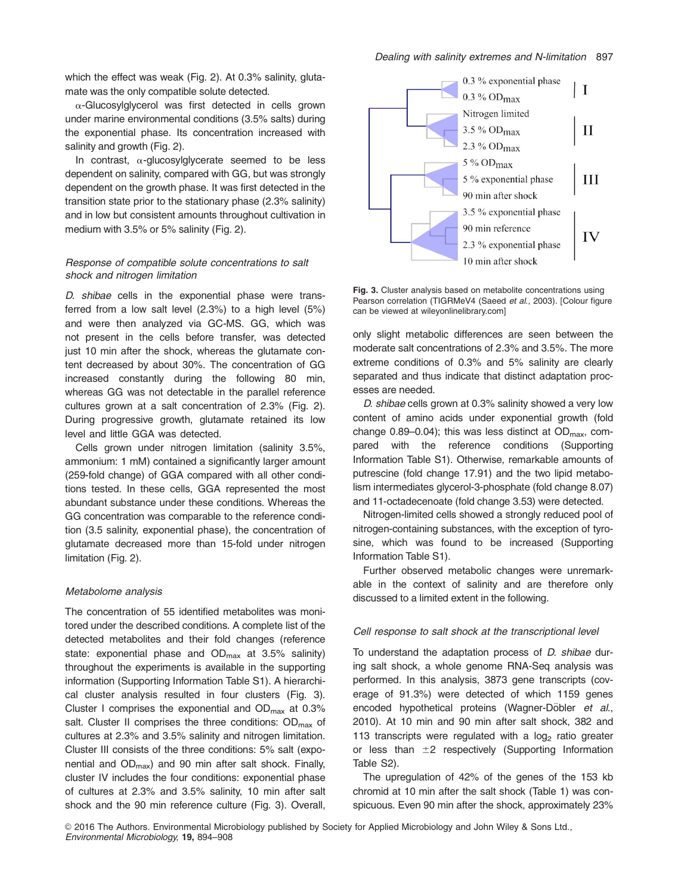which the effect was weak (Fig. 2). At 0.3% salinity, glutamate was the only compatible solute detected.

α-Glucosylglycerol was first detected in cells grown under marine environmental conditions (3.5% salts) during the exponential phase. Its concentration increased with salinity and growth (Fig. 2).

In contrast, α-glucosylglycerate seemed to be less dependent on salinity, compared with GG, but was strongly dependent on the growth phase. It was first detected in the transition state prior to the stationary phase (2.3% salinity) and in low but consistent amounts throughout cultivation in medium with 3.5% or 5% salinity (Fig. 2).

### *Response of compatible solute concentrations to salt shock and nitrogen limitation*

*D. shibae* cells in the exponential phase were transferred from a low salt level (2.3%) to a high level (5%) and were then analyzed via GC-MS. GG, which was not present in the cells before transfer, was detected just 10 min after the shock, whereas the glutamate content decreased by about 30%. The concentration of GG increased constantly during the following 80 min, whereas GG was not detectable in the parallel reference cultures grown at a salt concentration of 2.3% (Fig. 2). During progressive growth, glutamate retained its low level and little GGA was detected.

Cells grown under nitrogen limitation (salinity 3.5%, ammonium: 1 mM) contained a significantly larger amount (259-fold change) of GGA compared with all other conditions tested. In these cells, GGA represented the most abundant substance under these conditions. Whereas the GG concentration was comparable to the reference condition (3.5 salinity, exponential phase), the concentration of glutamate decreased more than 15-fold under nitrogen limitation (Fig. 2).

### *Metabolome analysis*

The concentration of 55 identified metabolites was monitored under the described conditions. A complete list of the detected metabolites and their fold changes (reference state: exponential phase and $OD_{max}$ at 3.5% salinity) throughout the experiments is available in the supporting information (Supporting Information Table S1). A hierarchical cluster analysis resulted in four clusters (Fig. 3). Cluster I comprises the exponential and $OD_{max}$ at 0.3% salt. Cluster II comprises the three conditions: $OD_{max}$ of cultures at 2.3% and 3.5% salinity and nitrogen limitation. Cluster III consists of the three conditions: 5% salt (exponential and $OD_{max}$) and 90 min after salt shock. Finally, cluster IV includes the four conditions: exponential phase of cultures at 2.3% and 3.5% salinity, 10 min after salt shock and the 90 min reference culture (Fig. 3). Overall, only slight metabolic differences are seen between the moderate salt concentrations of 2.3% and 3.5%. The more extreme conditions of 0.3% and 5% salinity are clearly separated and thus indicate that distinct adaptation processes are needed.

**Fig. 3.** Cluster analysis based on metabolite concentrations using Pearson correlation (TIGRMeV4 (Saeed *et al.*, 2003). [Colour figure can be viewed at wileyonlinelibrary.com]

*D. shibae* cells grown at 0.3% salinity showed a very low content of amino acids under exponential growth (fold change 0.89–0.04); this was less distinct at $OD_{max}$, compared with the reference conditions (Supporting Information Table S1). Otherwise, remarkable amounts of putrescine (fold change 17.91) and the two lipid metabolism intermediates glycerol-3-phosphate (fold change 8.07) and 11-octadecenoate (fold change 3.53) were detected.

Nitrogen-limited cells showed a strongly reduced pool of nitrogen-containing substances, with the exception of tyrosine, which was found to be increased (Supporting Information Table S1).

Further observed metabolic changes were unremarkable in the context of salinity and are therefore only discussed to a limited extent in the following.

### *Cell response to salt shock at the transcriptional level*

To understand the adaptation process of *D. shibae* during salt shock, a whole genome RNA-Seq analysis was performed. In this analysis, 3873 gene transcripts (coverage of 91.3%) were detected of which 1159 genes encoded hypothetical proteins (Wagner-Döbler *et al.*, 2010). At 10 min and 90 min after salt shock, 382 and 113 transcripts were regulated with a $\log_2$ ratio greater or less than $\pm 2$ respectively (Supporting Information Table S2).

The upregulation of 42% of the genes of the 153 kb chromid at 10 min after the salt shock (Table 1) was conspicuous. Even 90 min after the shock, approximately 23%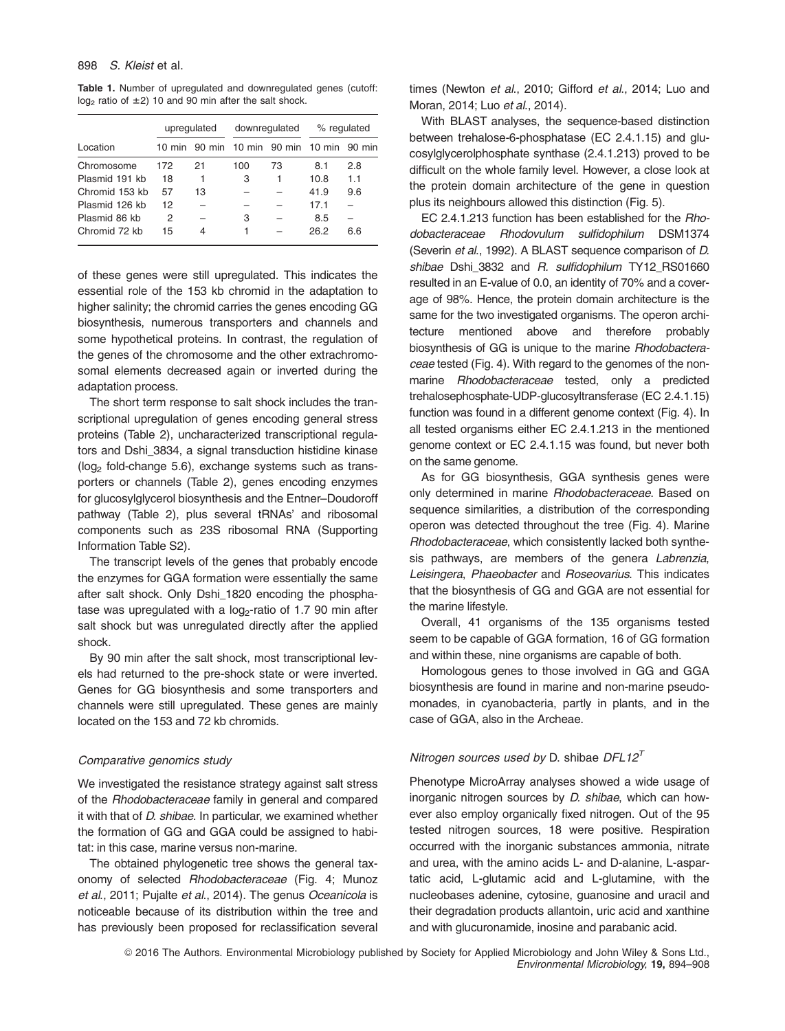**Table 1.** Number of upregulated and downregulated genes (cutoff: $\log_2$ ratio of $\pm 2$) 10 and 90 min after the salt shock.

| Location | upregulated | | downregulated | | % regulated | |
|---|---|---|---|---|---|---|
| | 10 min | 90 min | 10 min | 90 min | 10 min | 90 min |
| Chromosome | 172 | 21 | 100 | 73 | 8.1 | 2.8 |
| Plasmid 191 kb | 18 | 1 | 3 | 1 | 10.8 | 1.1 |
| Chromid 153 kb | 57 | 13 | – | – | 41.9 | 9.6 |
| Plasmid 126 kb | 12 | – | – | – | 17.1 | – |
| Plasmid 86 kb | 2 | – | 3 | – | 8.5 | – |
| Chromid 72 kb | 15 | 4 | 1 | – | 26.2 | 6.6 |

of these genes were still upregulated. This indicates the essential role of the 153 kb chromid in the adaptation to higher salinity; the chromid carries the genes encoding GG biosynthesis, numerous transporters and channels and some hypothetical proteins. In contrast, the regulation of the genes of the chromosome and the other extrachromosomal elements decreased again or inverted during the adaptation process.

The short term response to salt shock includes the transcriptional upregulation of genes encoding general stress proteins (Table 2), uncharacterized transcriptional regulators and Dshi_3834, a signal transduction histidine kinase ($\log_2$ fold-change 5.6), exchange systems such as transporters or channels (Table 2), genes encoding enzymes for glucosylglycerol biosynthesis and the Entner–Doudoroff pathway (Table 2), plus several tRNAs' and ribosomal components such as 23S ribosomal RNA (Supporting Information Table S2).

The transcript levels of the genes that probably encode the enzymes for GGA formation were essentially the same after salt shock. Only Dshi_1820 encoding the phosphatase was upregulated with a $\log_2$-ratio of 1.7 90 min after salt shock but was unregulated directly after the applied shock.

By 90 min after the salt shock, most transcriptional levels had returned to the pre-shock state or were inverted. Genes for GG biosynthesis and some transporters and channels were still upregulated. These genes are mainly located on the 153 and 72 kb chromids.

### *Comparative genomics study*

We investigated the resistance strategy against salt stress of the *Rhodobacteraceae* family in general and compared it with that of *D. shibae*. In particular, we examined whether the formation of GG and GGA could be assigned to habitat: in this case, marine versus non-marine.

The obtained phylogenetic tree shows the general taxonomy of selected *Rhodobacteraceae* (Fig. 4; Munoz *et al.*, 2011; Pujalte *et al.*, 2014). The genus *Oceanicola* is noticeable because of its distribution within the tree and has previously been proposed for reclassification several times (Newton *et al.*, 2010; Gifford *et al.*, 2014; Luo and Moran, 2014; Luo *et al.*, 2014).

With BLAST analyses, the sequence-based distinction between trehalose-6-phosphatase (EC 2.4.1.15) and glucosylglycerolphosphate synthase (2.4.1.213) proved to be difficult on the whole family level. However, a close look at the protein domain architecture of the gene in question plus its neighbours allowed this distinction (Fig. 5).

EC 2.4.1.213 function has been established for the *Rhodobacteraceae Rhodovulum sulfidophilum* DSM1374 (Severin *et al.*, 1992). A BLAST sequence comparison of *D. shibae* Dshi_3832 and *R. sulfidophilum* TY12_RS01660 resulted in an E-value of 0.0, an identity of 70% and a coverage of 98%. Hence, the protein domain architecture is the same for the two investigated organisms. The operon architecture mentioned above and therefore probably biosynthesis of GG is unique to the marine *Rhodobacteraceae* tested (Fig. 4). With regard to the genomes of the non-marine *Rhodobacteraceae* tested, only a predicted trehalosephosphate-UDP-glucosyltransferase (EC 2.4.1.15) function was found in a different genome context (Fig. 4). In all tested organisms either EC 2.4.1.213 in the mentioned genome context or EC 2.4.1.15 was found, but never both on the same genome.

As for GG biosynthesis, GGA synthesis genes were only determined in marine *Rhodobacteraceae*. Based on sequence similarities, a distribution of the corresponding operon was detected throughout the tree (Fig. 4). Marine *Rhodobacteraceae*, which consistently lacked both synthesis pathways, are members of the genera *Labrenzia*, *Leisingera*, *Phaeobacter* and *Roseovarius*. This indicates that the biosynthesis of GG and GGA are not essential for the marine lifestyle.

Overall, 41 organisms of the 135 organisms tested seem to be capable of GGA formation, 16 of GG formation and within these, nine organisms are capable of both.

Homologous genes to those involved in GG and GGA biosynthesis are found in marine and non-marine pseudomonades, in cyanobacteria, partly in plants, and in the case of GGA, also in the Archeae.

### *Nitrogen sources used by* D. shibae *DFL12$^T$*

Phenotype MicroArray analyses showed a wide usage of inorganic nitrogen sources by *D. shibae*, which can however also employ organically fixed nitrogen. Out of the 95 tested nitrogen sources, 18 were positive. Respiration occurred with the inorganic substances ammonia, nitrate and urea, with the amino acids L- and D-alanine, L-aspartatic acid, L-glutamic acid and L-glutamine, with the nucleobases adenine, cytosine, guanosine and uracil and their degradation products allantoin, uric acid and xanthine and with glucuronamide, inosine and parabanic acid.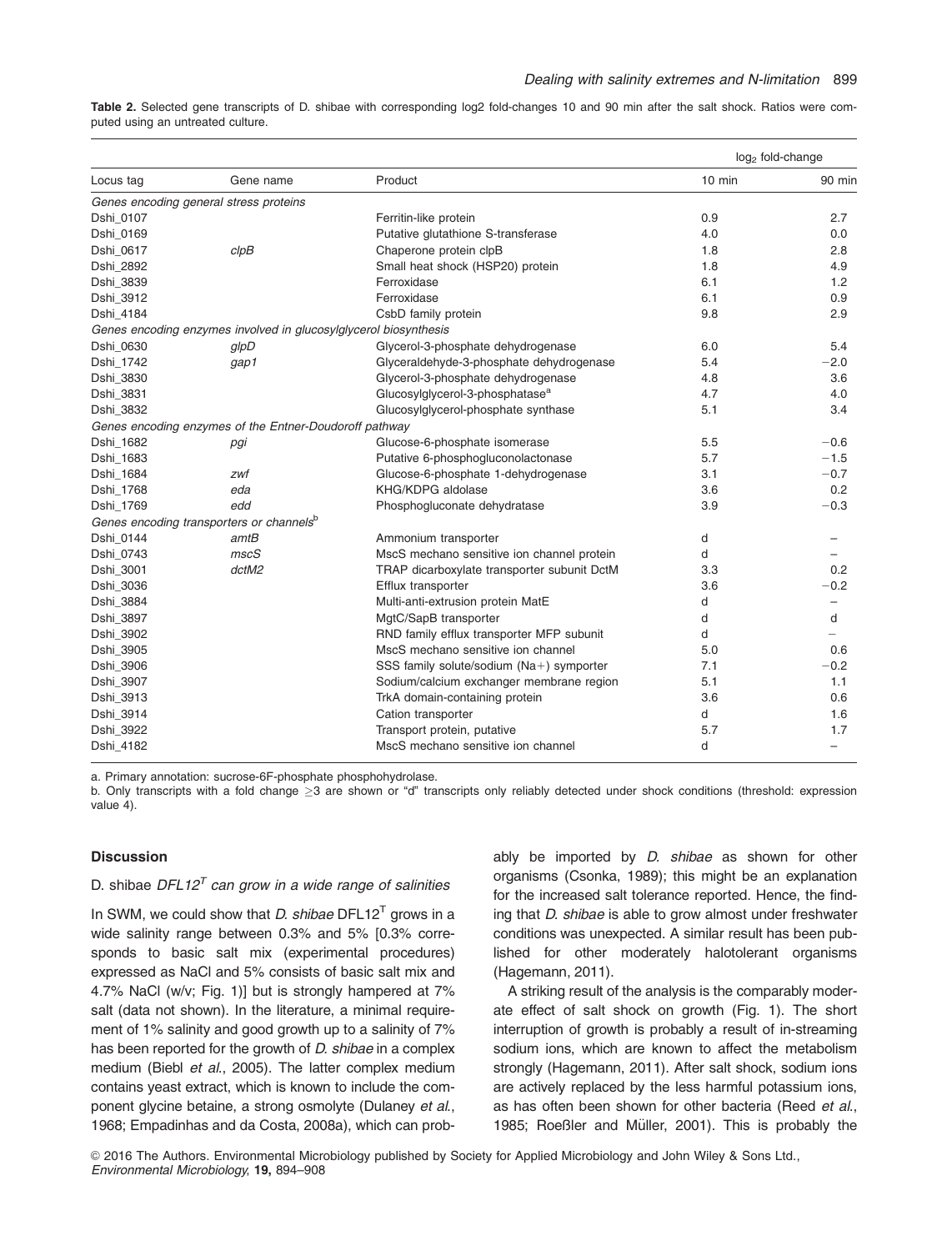**Table 2.** Selected gene transcripts of D. shibae with corresponding log2 fold-changes 10 and 90 min after the salt shock. Ratios were computed using an untreated culture.

| Locus tag | Gene name | Product | $log_2$ fold-change | |
|---|---|---|---|---|
| | | | 10 min | 90 min |
| *Genes encoding general stress proteins* | | | | |
| Dshi_0107 | | Ferritin-like protein | 0.9 | 2.7 |
| Dshi_0169 | | Putative glutathione S-transferase | 4.0 | 0.0 |
| Dshi_0617 | *clpB* | Chaperone protein clpB | 1.8 | 2.8 |
| Dshi_2892 | | Small heat shock (HSP20) protein | 1.8 | 4.9 |
| Dshi_3839 | | Ferroxidase | 6.1 | 1.2 |
| Dshi_3912 | | Ferroxidase | 6.1 | 0.9 |
| Dshi_4184 | | CsbD family protein | 9.8 | 2.9 |
| *Genes encoding enzymes involved in glucosylglycerol biosynthesis* | | | | |
| Dshi_0630 | *glpD* | Glycerol-3-phosphate dehydrogenase | 6.0 | 5.4 |
| Dshi_1742 | *gap1* | Glyceraldehyde-3-phosphate dehydrogenase | 5.4 | −2.0 |
| Dshi_3830 | | Glycerol-3-phosphate dehydrogenase | 4.8 | 3.6 |
| Dshi_3831 | | Glucosylglycerol-3-phosphatase[a] | 4.7 | 4.0 |
| Dshi_3832 | | Glucosylglycerol-phosphate synthase | 5.1 | 3.4 |
| *Genes encoding enzymes of the Entner-Doudoroff pathway* | | | | |
| Dshi_1682 | *pgi* | Glucose-6-phosphate isomerase | 5.5 | −0.6 |
| Dshi_1683 | | Putative 6-phosphogluconolactonase | 5.7 | −1.5 |
| Dshi_1684 | *zwf* | Glucose-6-phosphate 1-dehydrogenase | 3.1 | −0.7 |
| Dshi_1768 | *eda* | KHG/KDPG aldolase | 3.6 | 0.2 |
| Dshi_1769 | *edd* | Phosphogluconate dehydratase | 3.9 | −0.3 |
| *Genes encoding transporters or channels*[b] | | | | |
| Dshi_0144 | *amtB* | Ammonium transporter | d | – |
| Dshi_0743 | *mscS* | MscS mechano sensitive ion channel protein | d | – |
| Dshi_3001 | *dctM2* | TRAP dicarboxylate transporter subunit DctM | 3.3 | 0.2 |
| Dshi_3036 | | Efflux transporter | 3.6 | −0.2 |
| Dshi_3884 | | Multi-anti-extrusion protein MatE | d | – |
| Dshi_3897 | | MgtC/SapB transporter | d | d |
| Dshi_3902 | | RND family efflux transporter MFP subunit | d | – |
| Dshi_3905 | | MscS mechano sensitive ion channel | 5.0 | 0.6 |
| Dshi_3906 | | SSS family solute/sodium (Na+) symporter | 7.1 | −0.2 |
| Dshi_3907 | | Sodium/calcium exchanger membrane region | 5.1 | 1.1 |
| Dshi_3913 | | TrkA domain-containing protein | 3.6 | 0.6 |
| Dshi_3914 | | Cation transporter | d | 1.6 |
| Dshi_3922 | | Transport protein, putative | 5.7 | 1.7 |
| Dshi_4182 | | MscS mechano sensitive ion channel | d | – |

a. Primary annotation: sucrose-6F-phosphate phosphohydrolase.
b. Only transcripts with a fold change ≥3 are shown or "d" transcripts only reliably detected under shock conditions (threshold: expression value 4).

## Discussion

### D. shibae $DFL12^T$ can grow in a wide range of salinities

In SWM, we could show that *D. shibae* $DFL12^T$ grows in a wide salinity range between 0.3% and 5% [0.3% corresponds to basic salt mix (experimental procedures) expressed as NaCl and 5% consists of basic salt mix and 4.7% NaCl (w/v; Fig. 1)] but is strongly hampered at 7% salt (data not shown). In the literature, a minimal requirement of 1% salinity and good growth up to a salinity of 7% has been reported for the growth of *D. shibae* in a complex medium (Biebl *et al.*, 2005). The latter complex medium contains yeast extract, which is known to include the component glycine betaine, a strong osmolyte (Dulaney *et al.*, 1968; Empadinhas and da Costa, 2008a), which can probably be imported by *D. shibae* as shown for other organisms (Csonka, 1989); this might be an explanation for the increased salt tolerance reported. Hence, the finding that *D. shibae* is able to grow almost under freshwater conditions was unexpected. A similar result has been published for other moderately halotolerant organisms (Hagemann, 2011).

A striking result of the analysis is the comparably moderate effect of salt shock on growth (Fig. 1). The short interruption of growth is probably a result of in-streaming sodium ions, which are known to affect the metabolism strongly (Hagemann, 2011). After salt shock, sodium ions are actively replaced by the less harmful potassium ions, as has often been shown for other bacteria (Reed *et al.*, 1985; Roeßler and Müller, 2001). This is probably the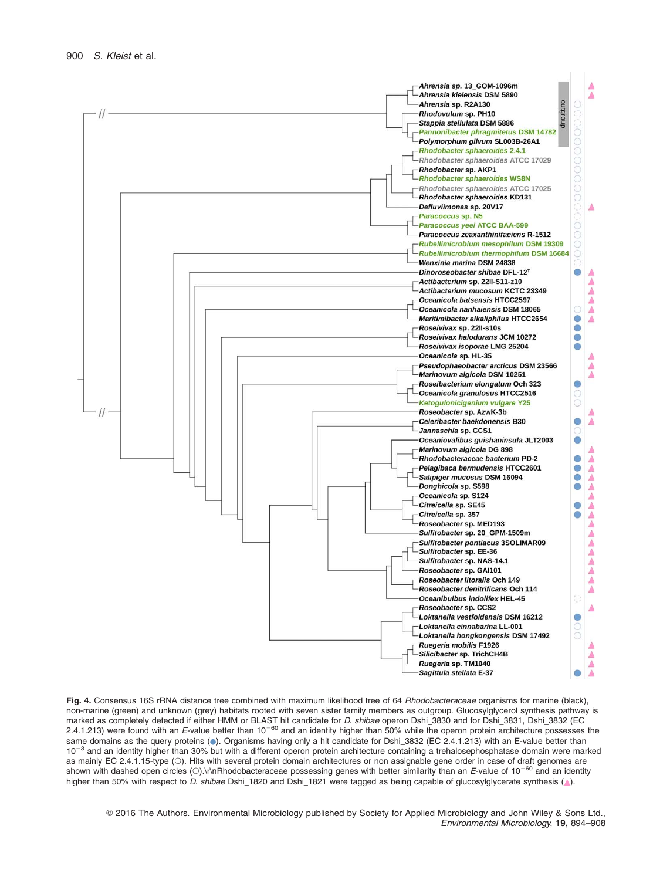**Fig. 4.** Consensus 16S rRNA distance tree combined with maximum likelihood tree of 64 *Rhodobacteraceae* organisms for marine (black), non-marine (green) and unknown (grey) habitats rooted with seven sister family members as outgroup. Glucosylglycerol synthesis pathway is marked as completely detected if either HMM or BLAST hit candidate for *D. shibae* operon Dshi_3830 and for Dshi_3831, Dshi_3832 (EC 2.4.1.213) were found with an *E*-value better than $10^{-60}$ and an identity higher than 50% while the operon protein architecture possesses the same domains as the query proteins (●). Organisms having only a hit candidate for Dshi_3832 (EC 2.4.1.213) with an E-value better than $10^{-3}$ and an identity higher than 30% but with a different operon protein architecture containing a trehalosephosphatase domain were marked as mainly EC 2.4.1.15-type (○). Hits with several protein domain architectures or non assignable gene order in case of draft genomes are shown with dashed open circles (○).\r\nRhodobacteraceae possessing genes with better similarity than an *E*-value of $10^{-60}$ and an identity higher than 50% with respect to *D. shibae* Dshi_1820 and Dshi_1821 were tagged as being capable of glucosylglycerate synthesis (▲).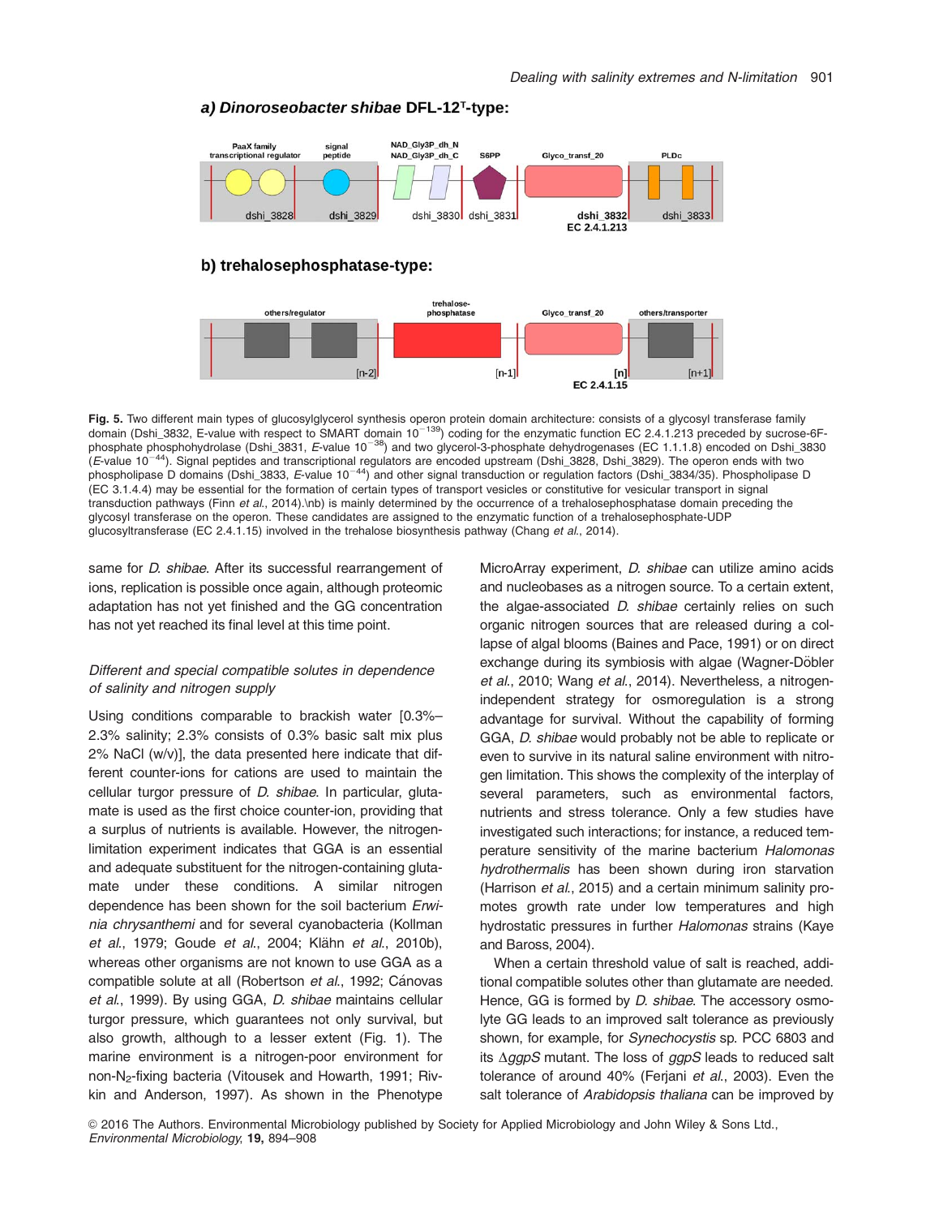**a) *Dinoroseobacter shibae* DFL-12ᵀ-type:**

PaaX family transcriptional regulator | signal peptide | NAD_Gly3P_dh_N NAD_Gly3P_dh_C | S6PP | Glyco_transf_20 | PLDc

dshi_3828 | dshi_3829 | dshi_3830 | dshi_3831 | dshi_3832 EC 2.4.1.213 | dshi_3833

**b) trehalosephosphatase-type:**

others/regulator | trehalose-phosphatase | Glyco_transf_20 | others/transporter

[n-2] | [n-1] | [n] EC 2.4.1.15 | [n+1]

**Fig. 5.** Two different main types of glucosylglycerol synthesis operon protein domain architecture: consists of a glycosyl transferase family domain (Dshi_3832, E-value with respect to SMART domain $10^{-139}$) coding for the enzymatic function EC 2.4.1.213 preceded by sucrose-6F-phosphate phosphohydrolase (Dshi_3831, *E*-value $10^{-38}$) and two glycerol-3-phosphate dehydrogenases (EC 1.1.1.8) encoded on Dshi_3830 (*E*-value $10^{-44}$). Signal peptides and transcriptional regulators are encoded upstream (Dshi_3828, Dshi_3829). The operon ends with two phospholipase D domains (Dshi_3833, *E*-value $10^{-44}$) and other signal transduction or regulation factors (Dshi_3834/35). Phospholipase D (EC 3.1.4.4) may be essential for the formation of certain types of transport vesicles or constitutive for vesicular transport in signal transduction pathways (Finn *et al.*, 2014).\nb) is mainly determined by the occurrence of a trehalosephosphatase domain preceding the glycosyl transferase on the operon. These candidates are assigned to the enzymatic function of a trehalosephosphate-UDP glucosyltransferase (EC 2.4.1.15) involved in the trehalose biosynthesis pathway (Chang *et al.*, 2014).

same for *D. shibae*. After its successful rearrangement of ions, replication is possible once again, although proteomic adaptation has not yet finished and the GG concentration has not yet reached its final level at this time point.

### *Different and special compatible solutes in dependence of salinity and nitrogen supply*

Using conditions comparable to brackish water [0.3%–2.3% salinity; 2.3% consists of 0.3% basic salt mix plus 2% NaCl (w/v)], the data presented here indicate that different counter-ions for cations are used to maintain the cellular turgor pressure of *D. shibae*. In particular, glutamate is used as the first choice counter-ion, providing that a surplus of nutrients is available. However, the nitrogen-limitation experiment indicates that GGA is an essential and adequate substituent for the nitrogen-containing glutamate under these conditions. A similar nitrogen dependence has been shown for the soil bacterium *Erwinia chrysanthemi* and for several cyanobacteria (Kollman *et al.*, 1979; Goude *et al.*, 2004; Klähn *et al.*, 2010b), whereas other organisms are not known to use GGA as a compatible solute at all (Robertson *et al.*, 1992; Cánovas *et al.*, 1999). By using GGA, *D. shibae* maintains cellular turgor pressure, which guarantees not only survival, but also growth, although to a lesser extent (Fig. 1). The marine environment is a nitrogen-poor environment for non-$N_2$-fixing bacteria (Vitousek and Howarth, 1991; Rivkin and Anderson, 1997). As shown in the Phenotype MicroArray experiment, *D. shibae* can utilize amino acids and nucleobases as a nitrogen source. To a certain extent, the algae-associated *D. shibae* certainly relies on such organic nitrogen sources that are released during a collapse of algal blooms (Baines and Pace, 1991) or on direct exchange during its symbiosis with algae (Wagner-Döbler *et al.*, 2010; Wang *et al.*, 2014). Nevertheless, a nitrogen-independent strategy for osmoregulation is a strong advantage for survival. Without the capability of forming GGA, *D. shibae* would probably not be able to replicate or even to survive in its natural saline environment with nitrogen limitation. This shows the complexity of the interplay of several parameters, such as environmental factors, nutrients and stress tolerance. Only a few studies have investigated such interactions; for instance, a reduced temperature sensitivity of the marine bacterium *Halomonas hydrothermalis* has been shown during iron starvation (Harrison *et al.*, 2015) and a certain minimum salinity promotes growth rate under low temperatures and high hydrostatic pressures in further *Halomonas* strains (Kaye and Baross, 2004).

When a certain threshold value of salt is reached, additional compatible solutes other than glutamate are needed. Hence, GG is formed by *D. shibae*. The accessory osmolyte GG leads to an improved salt tolerance as previously shown, for example, for *Synechocystis* sp. PCC 6803 and its Δ*ggpS* mutant. The loss of *ggpS* leads to reduced salt tolerance of around 40% (Ferjani *et al.*, 2003). Even the salt tolerance of *Arabidopsis thaliana* can be improved by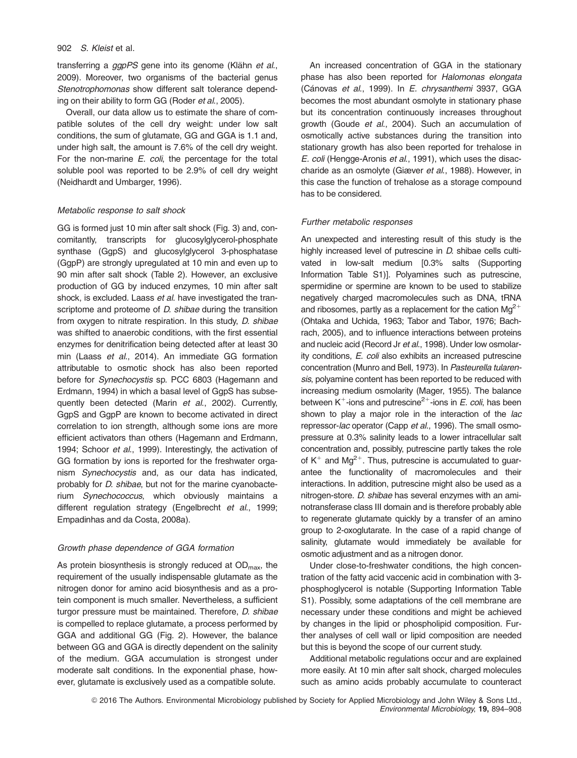transferring a *ggpPS* gene into its genome (Klähn *et al*., 2009). Moreover, two organisms of the bacterial genus *Stenotrophomonas* show different salt tolerance depending on their ability to form GG (Roder *et al*., 2005).

Overall, our data allow us to estimate the share of compatible solutes of the cell dry weight: under low salt conditions, the sum of glutamate, GG and GGA is 1.1 and, under high salt, the amount is 7.6% of the cell dry weight. For the non-marine *E. coli*, the percentage for the total soluble pool was reported to be 2.9% of cell dry weight (Neidhardt and Umbarger, 1996).

### *Metabolic response to salt shock*

GG is formed just 10 min after salt shock (Fig. 3) and, concomitantly, transcripts for glucosylglycerol-phosphate synthase (GgpS) and glucosylglycerol 3-phosphatase (GgpP) are strongly upregulated at 10 min and even up to 90 min after salt shock (Table 2). However, an exclusive production of GG by induced enzymes, 10 min after salt shock, is excluded. Laass *et al.* have investigated the transcriptome and proteome of *D. shibae* during the transition from oxygen to nitrate respiration. In this study, *D. shibae* was shifted to anaerobic conditions, with the first essential enzymes for denitrification being detected after at least 30 min (Laass *et al*., 2014). An immediate GG formation attributable to osmotic shock has also been reported before for *Synechocystis* sp. PCC 6803 (Hagemann and Erdmann, 1994) in which a basal level of GgpS has subsequently been detected (Marin *et al*., 2002). Currently, GgpS and GgpP are known to become activated in direct correlation to ion strength, although some ions are more efficient activators than others (Hagemann and Erdmann, 1994; Schoor *et al*., 1999). Interestingly, the activation of GG formation by ions is reported for the freshwater organism *Synechocystis* and, as our data has indicated, probably for *D. shibae*, but not for the marine cyanobacterium *Synechococcus*, which obviously maintains a different regulation strategy (Engelbrecht *et al*., 1999; Empadinhas and da Costa, 2008a).

### *Growth phase dependence of GGA formation*

As protein biosynthesis is strongly reduced at $OD_{max}$, the requirement of the usually indispensable glutamate as the nitrogen donor for amino acid biosynthesis and as a protein component is much smaller. Nevertheless, a sufficient turgor pressure must be maintained. Therefore, *D. shibae* is compelled to replace glutamate, a process performed by GGA and additional GG (Fig. 2). However, the balance between GG and GGA is directly dependent on the salinity of the medium. GGA accumulation is strongest under moderate salt conditions. In the exponential phase, however, glutamate is exclusively used as a compatible solute.

An increased concentration of GGA in the stationary phase has also been reported for *Halomonas elongata* (Cánovas *et al*., 1999). In *E. chrysanthemi* 3937, GGA becomes the most abundant osmolyte in stationary phase but its concentration continuously increases throughout growth (Goude *et al*., 2004). Such an accumulation of osmotically active substances during the transition into stationary growth has also been reported for trehalose in *E. coli* (Hengge-Aronis *et al*., 1991), which uses the disaccharide as an osmolyte (Giæver *et al*., 1988). However, in this case the function of trehalose as a storage compound has to be considered.

### *Further metabolic responses*

An unexpected and interesting result of this study is the highly increased level of putrescine in *D.* shibae cells cultivated in low-salt medium [0.3% salts (Supporting Information Table S1)]. Polyamines such as putrescine, spermidine or spermine are known to be used to stabilize negatively charged macromolecules such as DNA, tRNA and ribosomes, partly as a replacement for the cation $Mg^{2+}$ (Ohtaka and Uchida, 1963; Tabor and Tabor, 1976; Bachrach, 2005), and to influence interactions between proteins and nucleic acid (Record Jr *et al*., 1998). Under low osmolarity conditions, *E. coli* also exhibits an increased putrescine concentration (Munro and Bell, 1973). In *Pasteurella tularensis*, polyamine content has been reported to be reduced with increasing medium osmolarity (Mager, 1955). The balance between $K^{+}$-ions and putrescine$^{2+}$-ions in *E. coli*, has been shown to play a major role in the interaction of the *lac* repressor-*lac* operator (Capp *et al*., 1996). The small osmopressure at 0.3% salinity leads to a lower intracellular salt concentration and, possibly, putrescine partly takes the role of $K^{+}$ and $Mg^{2+}$. Thus, putrescine is accumulated to guarantee the functionality of macromolecules and their interactions. In addition, putrescine might also be used as a nitrogen-store. *D. shibae* has several enzymes with an aminotransferase class III domain and is therefore probably able to regenerate glutamate quickly by a transfer of an amino group to 2-oxoglutarate. In the case of a rapid change of salinity, glutamate would immediately be available for osmotic adjustment and as a nitrogen donor.

Under close-to-freshwater conditions, the high concentration of the fatty acid vaccenic acid in combination with 3-phosphoglycerol is notable (Supporting Information Table S1). Possibly, some adaptations of the cell membrane are necessary under these conditions and might be achieved by changes in the lipid or phospholipid composition. Further analyses of cell wall or lipid composition are needed but this is beyond the scope of our current study.

Additional metabolic regulations occur and are explained more easily. At 10 min after salt shock, charged molecules such as amino acids probably accumulate to counteract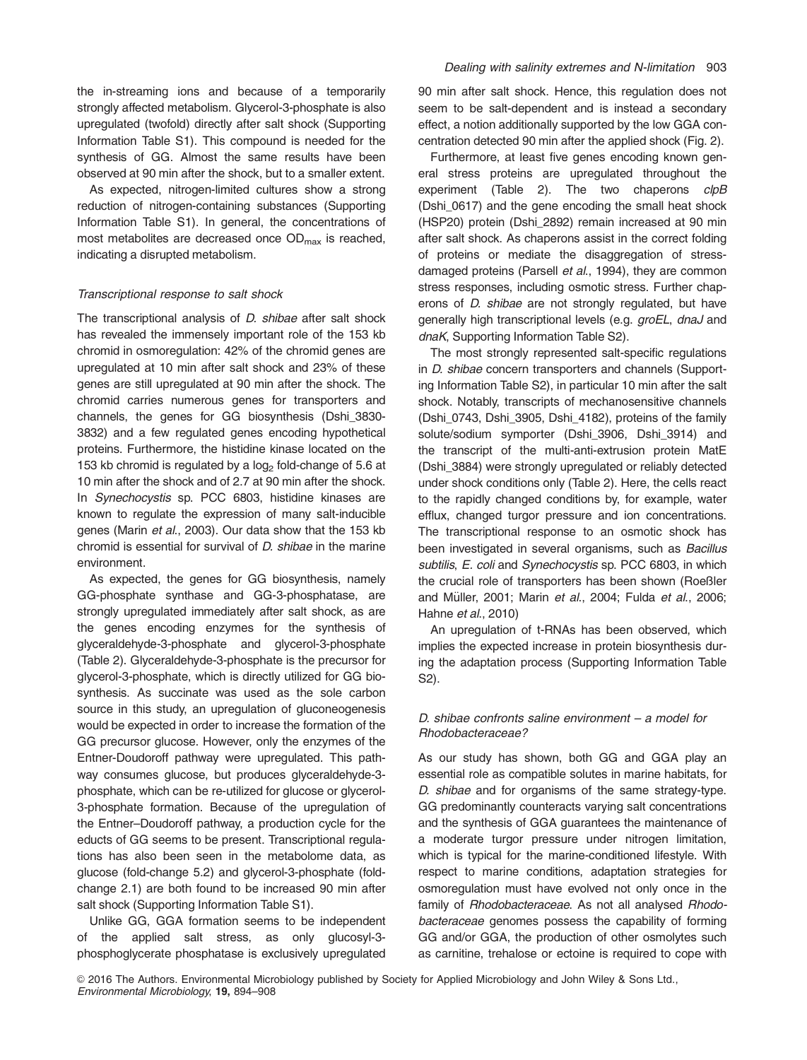the in-streaming ions and because of a temporarily strongly affected metabolism. Glycerol-3-phosphate is also upregulated (twofold) directly after salt shock (Supporting Information Table S1). This compound is needed for the synthesis of GG. Almost the same results have been observed at 90 min after the shock, but to a smaller extent.

As expected, nitrogen-limited cultures show a strong reduction of nitrogen-containing substances (Supporting Information Table S1). In general, the concentrations of most metabolites are decreased once $OD_{max}$ is reached, indicating a disrupted metabolism.

### *Transcriptional response to salt shock*

The transcriptional analysis of *D. shibae* after salt shock has revealed the immensely important role of the 153 kb chromid in osmoregulation: 42% of the chromid genes are upregulated at 10 min after salt shock and 23% of these genes are still upregulated at 90 min after the shock. The chromid carries numerous genes for transporters and channels, the genes for GG biosynthesis (Dshi_3830-3832) and a few regulated genes encoding hypothetical proteins. Furthermore, the histidine kinase located on the 153 kb chromid is regulated by a $\log_2$ fold-change of 5.6 at 10 min after the shock and of 2.7 at 90 min after the shock. In *Synechocystis* sp. PCC 6803, histidine kinases are known to regulate the expression of many salt-inducible genes (Marin *et al*., 2003). Our data show that the 153 kb chromid is essential for survival of *D. shibae* in the marine environment.

As expected, the genes for GG biosynthesis, namely GG-phosphate synthase and GG-3-phosphatase, are strongly upregulated immediately after salt shock, as are the genes encoding enzymes for the synthesis of glyceraldehyde-3-phosphate and glycerol-3-phosphate (Table 2). Glyceraldehyde-3-phosphate is the precursor for glycerol-3-phosphate, which is directly utilized for GG biosynthesis. As succinate was used as the sole carbon source in this study, an upregulation of gluconeogenesis would be expected in order to increase the formation of the GG precursor glucose. However, only the enzymes of the Entner-Doudoroff pathway were upregulated. This pathway consumes glucose, but produces glyceraldehyde-3-phosphate, which can be re-utilized for glucose or glycerol-3-phosphate formation. Because of the upregulation of the Entner–Doudoroff pathway, a production cycle for the educts of GG seems to be present. Transcriptional regulations has also been seen in the metabolome data, as glucose (fold-change 5.2) and glycerol-3-phosphate (fold-change 2.1) are both found to be increased 90 min after salt shock (Supporting Information Table S1).

Unlike GG, GGA formation seems to be independent of the applied salt stress, as only glucosyl-3-phosphoglycerate phosphatase is exclusively upregulated 90 min after salt shock. Hence, this regulation does not seem to be salt-dependent and is instead a secondary effect, a notion additionally supported by the low GGA concentration detected 90 min after the applied shock (Fig. 2).

Furthermore, at least five genes encoding known general stress proteins are upregulated throughout the experiment (Table 2). The two chaperons *clpB* (Dshi_0617) and the gene encoding the small heat shock (HSP20) protein (Dshi_2892) remain increased at 90 min after salt shock. As chaperons assist in the correct folding of proteins or mediate the disaggregation of stress-damaged proteins (Parsell *et al*., 1994), they are common stress responses, including osmotic stress. Further chaperons of *D. shibae* are not strongly regulated, but have generally high transcriptional levels (e.g. *groEL*, *dnaJ* and *dnaK*, Supporting Information Table S2).

The most strongly represented salt-specific regulations in *D. shibae* concern transporters and channels (Supporting Information Table S2), in particular 10 min after the salt shock. Notably, transcripts of mechanosensitive channels (Dshi_0743, Dshi_3905, Dshi_4182), proteins of the family solute/sodium symporter (Dshi_3906, Dshi_3914) and the transcript of the multi-anti-extrusion protein MatE (Dshi_3884) were strongly upregulated or reliably detected under shock conditions only (Table 2). Here, the cells react to the rapidly changed conditions by, for example, water efflux, changed turgor pressure and ion concentrations. The transcriptional response to an osmotic shock has been investigated in several organisms, such as *Bacillus subtilis*, *E. coli* and *Synechocystis* sp. PCC 6803, in which the crucial role of transporters has been shown (Roeßler and Müller, 2001; Marin *et al*., 2004; Fulda *et al*., 2006; Hahne *et al*., 2010)

An upregulation of t-RNAs has been observed, which implies the expected increase in protein biosynthesis during the adaptation process (Supporting Information Table S2).

### *D. shibae confronts saline environment – a model for Rhodobacteraceae?*

As our study has shown, both GG and GGA play an essential role as compatible solutes in marine habitats, for *D. shibae* and for organisms of the same strategy-type. GG predominantly counteracts varying salt concentrations and the synthesis of GGA guarantees the maintenance of a moderate turgor pressure under nitrogen limitation, which is typical for the marine-conditioned lifestyle. With respect to marine conditions, adaptation strategies for osmoregulation must have evolved not only once in the family of *Rhodobacteraceae*. As not all analysed *Rhodobacteraceae* genomes possess the capability of forming GG and/or GGA, the production of other osmolytes such as carnitine, trehalose or ectoine is required to cope with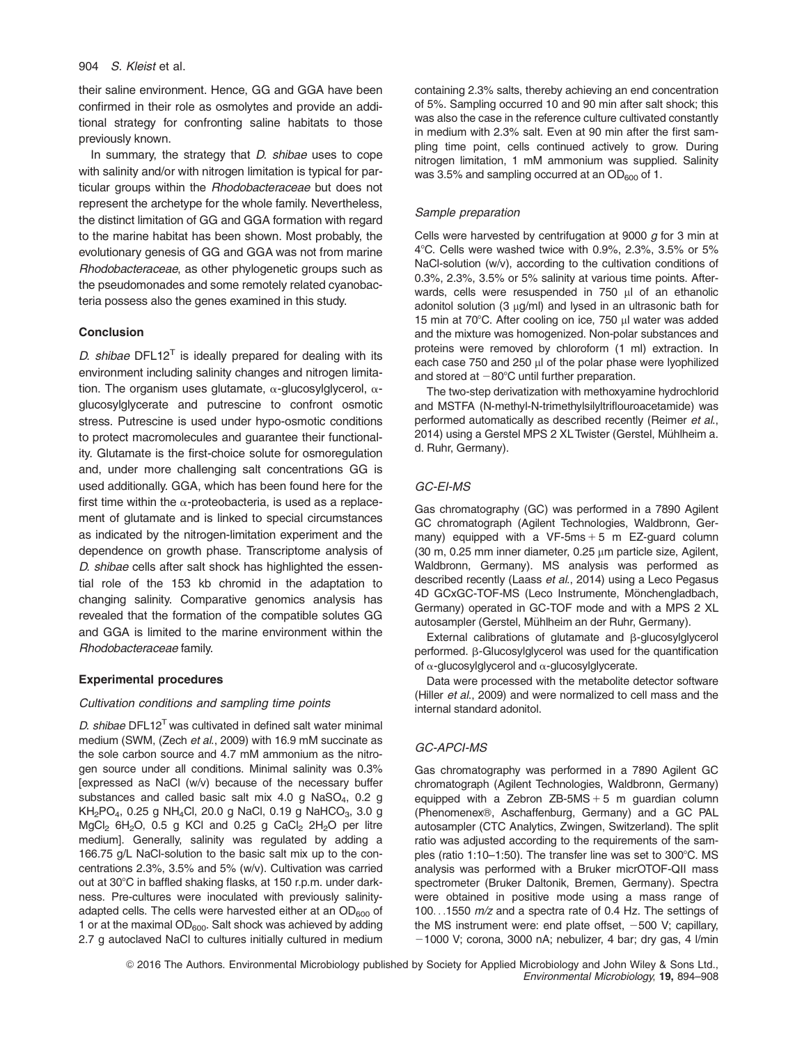their saline environment. Hence, GG and GGA have been confirmed in their role as osmolytes and provide an additional strategy for confronting saline habitats to those previously known.

In summary, the strategy that *D. shibae* uses to cope with salinity and/or with nitrogen limitation is typical for particular groups within the *Rhodobacteraceae* but does not represent the archetype for the whole family. Nevertheless, the distinct limitation of GG and GGA formation with regard to the marine habitat has been shown. Most probably, the evolutionary genesis of GG and GGA was not from marine *Rhodobacteraceae*, as other phylogenetic groups such as the pseudomonades and some remotely related cyanobacteria possess also the genes examined in this study.

## Conclusion

*D. shibae* DFL12$^T$ is ideally prepared for dealing with its environment including salinity changes and nitrogen limitation. The organism uses glutamate, α-glucosylglycerol, α-glucosylglycerate and putrescine to confront osmotic stress. Putrescine is used under hypo-osmotic conditions to protect macromolecules and guarantee their functionality. Glutamate is the first-choice solute for osmoregulation and, under more challenging salt concentrations GG is used additionally. GGA, which has been found here for the first time within the α-proteobacteria, is used as a replacement of glutamate and is linked to special circumstances as indicated by the nitrogen-limitation experiment and the dependence on growth phase. Transcriptome analysis of *D. shibae* cells after salt shock has highlighted the essential role of the 153 kb chromid in the adaptation to changing salinity. Comparative genomics analysis has revealed that the formation of the compatible solutes GG and GGA is limited to the marine environment within the *Rhodobacteraceae* family.

## Experimental procedures

### *Cultivation conditions and sampling time points*

*D. shibae* DFL12$^T$ was cultivated in defined salt water minimal medium (SWM, (Zech *et al.*, 2009) with 16.9 mM succinate as the sole carbon source and 4.7 mM ammonium as the nitrogen source under all conditions. Minimal salinity was 0.3% [expressed as NaCl (w/v) because of the necessary buffer substances and called basic salt mix 4.0 g $NaSO_4$, 0.2 g $KH_2PO_4$, 0.25 g $NH_4Cl$, 20.0 g NaCl, 0.19 g $NaHCO_3$, 3.0 g $MgCl_2$ $6H_2O$, 0.5 g KCl and 0.25 g $CaCl_2$ $2H_2O$ per litre medium]. Generally, salinity was regulated by adding a 166.75 g/L NaCl-solution to the basic salt mix up to the concentrations 2.3%, 3.5% and 5% (w/v). Cultivation was carried out at 30°C in baffled shaking flasks, at 150 r.p.m. under darkness. Pre-cultures were inoculated with previously salinity-adapted cells. The cells were harvested either at an $OD_{600}$ of 1 or at the maximal $OD_{600}$. Salt shock was achieved by adding 2.7 g autoclaved NaCl to cultures initially cultured in medium containing 2.3% salts, thereby achieving an end concentration of 5%. Sampling occurred 10 and 90 min after salt shock; this was also the case in the reference culture cultivated constantly in medium with 2.3% salt. Even at 90 min after the first sampling time point, cells continued actively to grow. During nitrogen limitation, 1 mM ammonium was supplied. Salinity was 3.5% and sampling occurred at an $OD_{600}$ of 1.

### *Sample preparation*

Cells were harvested by centrifugation at 9000 *g* for 3 min at 4°C. Cells were washed twice with 0.9%, 2.3%, 3.5% or 5% NaCl-solution (w/v), according to the cultivation conditions of 0.3%, 2.3%, 3.5% or 5% salinity at various time points. Afterwards, cells were resuspended in 750 μl of an ethanolic adonitol solution (3 μg/ml) and lysed in an ultrasonic bath for 15 min at 70°C. After cooling on ice, 750 μl water was added and the mixture was homogenized. Non-polar substances and proteins were removed by chloroform (1 ml) extraction. In each case 750 and 250 μl of the polar phase were lyophilized and stored at −80°C until further preparation.

The two-step derivatization with methoxyamine hydrochlorid and MSTFA (N-methyl-N-trimethylsilyltriflouroacetamide) was performed automatically as described recently (Reimer *et al.*, 2014) using a Gerstel MPS 2 XL Twister (Gerstel, Mühlheim a. d. Ruhr, Germany).

### *GC-EI-MS*

Gas chromatography (GC) was performed in a 7890 Agilent GC chromatograph (Agilent Technologies, Waldbronn, Germany) equipped with a VF-5ms + 5 m EZ-guard column (30 m, 0.25 mm inner diameter, 0.25 μm particle size, Agilent, Waldbronn, Germany). MS analysis was performed as described recently (Laass *et al.*, 2014) using a Leco Pegasus 4D GCxGC-TOF-MS (Leco Instrumente, Mönchengladbach, Germany) operated in GC-TOF mode and with a MPS 2 XL autosampler (Gerstel, Mühlheim an der Ruhr, Germany).

External calibrations of glutamate and β-glucosylglycerol performed. β-Glucosylglycerol was used for the quantification of α-glucosylglycerol and α-glucosylglycerate.

Data were processed with the metabolite detector software (Hiller *et al.*, 2009) and were normalized to cell mass and the internal standard adonitol.

### *GC-APCI-MS*

Gas chromatography was performed in a 7890 Agilent GC chromatograph (Agilent Technologies, Waldbronn, Germany) equipped with a Zebron ZB-5MS + 5 m guardian column (Phenomenex®, Aschaffenburg, Germany) and a GC PAL autosampler (CTC Analytics, Zwingen, Switzerland). The split ratio was adjusted according to the requirements of the samples (ratio 1:10–1:50). The transfer line was set to 300°C. MS analysis was performed with a Bruker micrOTOF-QII mass spectrometer (Bruker Daltonik, Bremen, Germany). Spectra were obtained in positive mode using a mass range of 100…1550 *m/z* and a spectra rate of 0.4 Hz. The settings of the MS instrument were: end plate offset, −500 V; capillary, −1000 V; corona, 3000 nA; nebulizer, 4 bar; dry gas, 4 l/min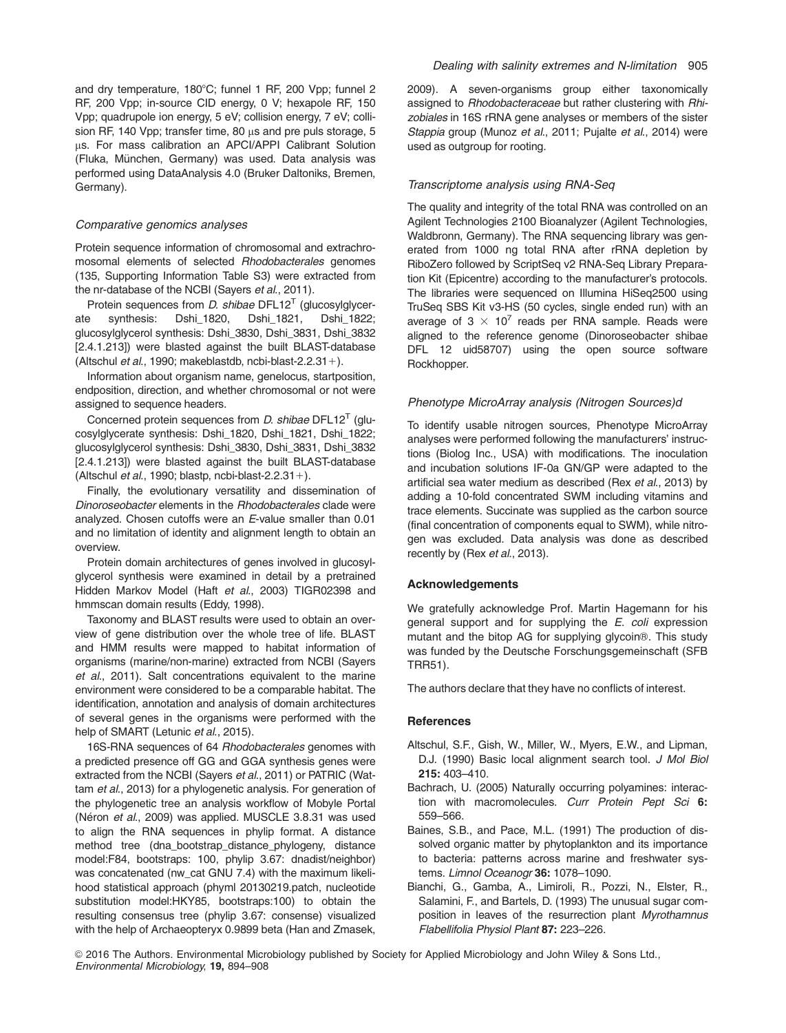and dry temperature, 180°C; funnel 1 RF, 200 Vpp; funnel 2 RF, 200 Vpp; in-source CID energy, 0 V; hexapole RF, 150 Vpp; quadrupole ion energy, 5 eV; collision energy, 7 eV; collision RF, 140 Vpp; transfer time, 80 μs and pre puls storage, 5 μs. For mass calibration an APCI/APPI Calibrant Solution (Fluka, München, Germany) was used. Data analysis was performed using DataAnalysis 4.0 (Bruker Daltoniks, Bremen, Germany).

### *Comparative genomics analyses*

Protein sequence information of chromosomal and extrachromosomal elements of selected *Rhodobacterales* genomes (135, Supporting Information Table S3) were extracted from the nr-database of the NCBI (Sayers *et al.*, 2011).

Protein sequences from *D. shibae* DFL12$^T$ (glucosylglycerate synthesis: Dshi_1820, Dshi_1821, Dshi_1822; glucosylglycerol synthesis: Dshi_3830, Dshi_3831, Dshi_3832 [2.4.1.213]) were blasted against the built BLAST-database (Altschul *et al.*, 1990; makeblastdb, ncbi-blast-2.2.31+).

Information about organism name, genelocus, startposition, endposition, direction, and whether chromosomal or not were assigned to sequence headers.

Concerned protein sequences from *D. shibae* DFL12$^T$ (glucosylglycerate synthesis: Dshi_1820, Dshi_1821, Dshi_1822; glucosylglycerol synthesis: Dshi_3830, Dshi_3831, Dshi_3832 [2.4.1.213]) were blasted against the built BLAST-database (Altschul *et al.*, 1990; blastp, ncbi-blast-2.2.31+).

Finally, the evolutionary versatility and dissemination of *Dinoroseobacter* elements in the *Rhodobacterales* clade were analyzed. Chosen cutoffs were an *E*-value smaller than 0.01 and no limitation of identity and alignment length to obtain an overview.

Protein domain architectures of genes involved in glucosylglycerol synthesis were examined in detail by a pretrained Hidden Markov Model (Haft *et al.*, 2003) TIGR02398 and hmmscan domain results (Eddy, 1998).

Taxonomy and BLAST results were used to obtain an overview of gene distribution over the whole tree of life. BLAST and HMM results were mapped to habitat information of organisms (marine/non-marine) extracted from NCBI (Sayers *et al.*, 2011). Salt concentrations equivalent to the marine environment were considered to be a comparable habitat. The identification, annotation and analysis of domain architectures of several genes in the organisms were performed with the help of SMART (Letunic *et al.*, 2015).

16S-RNA sequences of 64 *Rhodobacterales* genomes with a predicted presence off GG and GGA synthesis genes were extracted from the NCBI (Sayers *et al.*, 2011) or PATRIC (Wattam *et al.*, 2013) for a phylogenetic analysis. For generation of the phylogenetic tree an analysis workflow of Mobyle Portal (Néron *et al.*, 2009) was applied. MUSCLE 3.8.31 was used to align the RNA sequences in phylip format. A distance method tree (dna_bootstrap_distance_phylogeny, distance model:F84, bootstraps: 100, phylip 3.67: dnadist/neighbor) was concatenated (nw_cat GNU 7.4) with the maximum likelihood statistical approach (phyml 20130219.patch, nucleotide substitution model:HKY85, bootstraps:100) to obtain the resulting consensus tree (phylip 3.67: consense) visualized with the help of Archaeopteryx 0.9899 beta (Han and Zmasek, 2009). A seven-organisms group either taxonomically assigned to *Rhodobacteraceae* but rather clustering with *Rhizobiales* in 16S rRNA gene analyses or members of the sister *Stappia* group (Munoz *et al.*, 2011; Pujalte *et al.*, 2014) were used as outgroup for rooting.

### *Transcriptome analysis using RNA-Seq*

The quality and integrity of the total RNA was controlled on an Agilent Technologies 2100 Bioanalyzer (Agilent Technologies, Waldbronn, Germany). The RNA sequencing library was generated from 1000 ng total RNA after rRNA depletion by RiboZero followed by ScriptSeq v2 RNA-Seq Library Preparation Kit (Epicentre) according to the manufacturer's protocols. The libraries were sequenced on Illumina HiSeq2500 using TruSeq SBS Kit v3-HS (50 cycles, single ended run) with an average of $3 \times 10^7$ reads per RNA sample. Reads were aligned to the reference genome (Dinoroseobacter shibae DFL 12 uid58707) using the open source software Rockhopper.

### *Phenotype MicroArray analysis (Nitrogen Sources)d*

To identify usable nitrogen sources, Phenotype MicroArray analyses were performed following the manufacturers' instructions (Biolog Inc., USA) with modifications. The inoculation and incubation solutions IF-0a GN/GP were adapted to the artificial sea water medium as described (Rex *et al.*, 2013) by adding a 10-fold concentrated SWM including vitamins and trace elements. Succinate was supplied as the carbon source (final concentration of components equal to SWM), while nitrogen was excluded. Data analysis was done as described recently by (Rex *et al.*, 2013).

## Acknowledgements

We gratefully acknowledge Prof. Martin Hagemann for his general support and for supplying the *E. coli* expression mutant and the bitop AG for supplying glycoin®. This study was funded by the Deutsche Forschungsgemeinschaft (SFB TRR51).

The authors declare that they have no conflicts of interest.

## References

Altschul, S.F., Gish, W., Miller, W., Myers, E.W., and Lipman, D.J. (1990) Basic local alignment search tool. *J Mol Biol* **215:** 403–410.

Bachrach, U. (2005) Naturally occurring polyamines: interaction with macromolecules. *Curr Protein Pept Sci* **6:** 559–566.

Baines, S.B., and Pace, M.L. (1991) The production of dissolved organic matter by phytoplankton and its importance to bacteria: patterns across marine and freshwater systems. *Limnol Oceanogr* **36:** 1078–1090.

Bianchi, G., Gamba, A., Limiroli, R., Pozzi, N., Elster, R., Salamini, F., and Bartels, D. (1993) The unusual sugar composition in leaves of the resurrection plant *Myrothamnus Flabellifolia Physiol Plant* **87:** 223–226.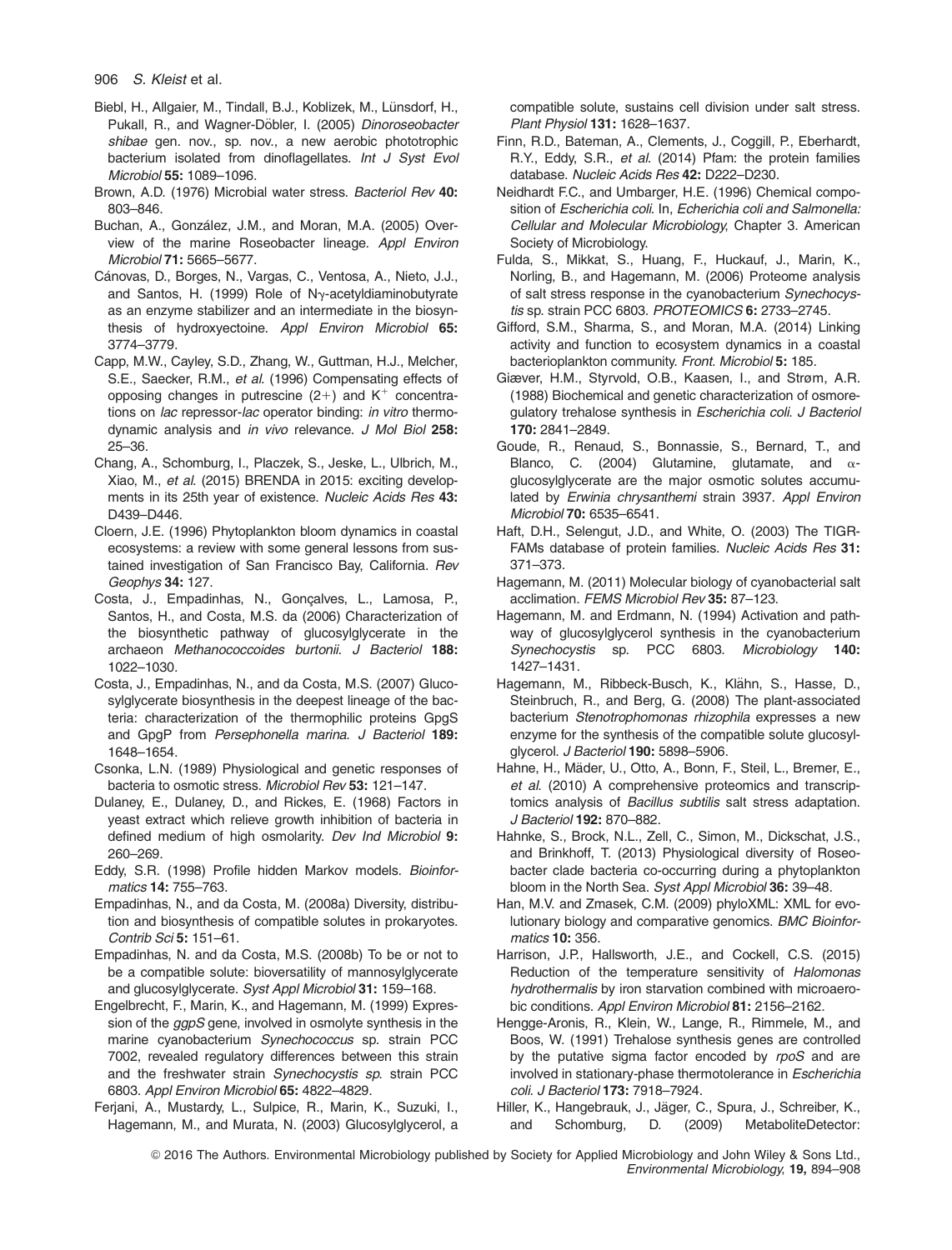Biebl, H., Allgaier, M., Tindall, B.J., Koblizek, M., Lünsdorf, H., Pukall, R., and Wagner-Döbler, I. (2005) *Dinoroseobacter shibae* gen. nov., sp. nov., a new aerobic phototrophic bacterium isolated from dinoflagellates. *Int J Syst Evol Microbiol* **55:** 1089–1096.

Brown, A.D. (1976) Microbial water stress. *Bacteriol Rev* **40:** 803–846.

Buchan, A., González, J.M., and Moran, M.A. (2005) Overview of the marine Roseobacter lineage. *Appl Environ Microbiol* **71:** 5665–5677.

Cánovas, D., Borges, N., Vargas, C., Ventosa, A., Nieto, J.J., and Santos, H. (1999) Role of Nγ-acetyldiaminobutyrate as an enzyme stabilizer and an intermediate in the biosynthesis of hydroxyectoine. *Appl Environ Microbiol* **65:** 3774–3779.

Capp, M.W., Cayley, S.D., Zhang, W., Guttman, H.J., Melcher, S.E., Saecker, R.M., *et al.* (1996) Compensating effects of opposing changes in putrescine (2+) and $K^+$ concentrations on *lac* repressor-*lac* operator binding: *in vitro* thermodynamic analysis and *in vivo* relevance. *J Mol Biol* **258:** 25–36.

Chang, A., Schomburg, I., Placzek, S., Jeske, L., Ulbrich, M., Xiao, M., *et al.* (2015) BRENDA in 2015: exciting developments in its 25th year of existence. *Nucleic Acids Res* **43:** D439–D446.

Cloern, J.E. (1996) Phytoplankton bloom dynamics in coastal ecosystems: a review with some general lessons from sustained investigation of San Francisco Bay, California. *Rev Geophys* **34:** 127.

Costa, J., Empadinhas, N., Gonçalves, L., Lamosa, P., Santos, H., and Costa, M.S. da (2006) Characterization of the biosynthetic pathway of glucosylglycerate in the archaeon *Methanococcoides burtonii*. *J Bacteriol* **188:** 1022–1030.

Costa, J., Empadinhas, N., and da Costa, M.S. (2007) Glucosylglycerate biosynthesis in the deepest lineage of the bacteria: characterization of the thermophilic proteins GpgS and GpgP from *Persephonella marina*. *J Bacteriol* **189:** 1648–1654.

Csonka, L.N. (1989) Physiological and genetic responses of bacteria to osmotic stress. *Microbiol Rev* **53:** 121–147.

Dulaney, E., Dulaney, D., and Rickes, E. (1968) Factors in yeast extract which relieve growth inhibition of bacteria in defined medium of high osmolarity. *Dev Ind Microbiol* **9:** 260–269.

Eddy, S.R. (1998) Profile hidden Markov models. *Bioinformatics* **14:** 755–763.

Empadinhas, N., and da Costa, M. (2008a) Diversity, distribution and biosynthesis of compatible solutes in prokaryotes. *Contrib Sci* **5:** 151–61.

Empadinhas, N. and da Costa, M.S. (2008b) To be or not to be a compatible solute: bioversatility of mannosylglycerate and glucosylglycerate. *Syst Appl Microbiol* **31:** 159–168.

Engelbrecht, F., Marin, K., and Hagemann, M. (1999) Expression of the *ggpS* gene, involved in osmolyte synthesis in the marine cyanobacterium *Synechococcus* sp. strain PCC 7002, revealed regulatory differences between this strain and the freshwater strain *Synechocystis sp.* strain PCC 6803. *Appl Environ Microbiol* **65:** 4822–4829.

Ferjani, A., Mustardy, L., Sulpice, R., Marin, K., Suzuki, I., Hagemann, M., and Murata, N. (2003) Glucosylglycerol, a compatible solute, sustains cell division under salt stress. *Plant Physiol* **131:** 1628–1637.

Finn, R.D., Bateman, A., Clements, J., Coggill, P., Eberhardt, R.Y., Eddy, S.R., *et al.* (2014) Pfam: the protein families database. *Nucleic Acids Res* **42:** D222–D230.

Neidhardt F.C., and Umbarger, H.E. (1996) Chemical composition of *Escherichia coli*. In, *Echerichia coli and Salmonella: Cellular and Molecular Microbiology*, Chapter 3. American Society of Microbiology.

Fulda, S., Mikkat, S., Huang, F., Huckauf, J., Marin, K., Norling, B., and Hagemann, M. (2006) Proteome analysis of salt stress response in the cyanobacterium *Synechocystis* sp. strain PCC 6803. *PROTEOMICS* **6:** 2733–2745.

Gifford, S.M., Sharma, S., and Moran, M.A. (2014) Linking activity and function to ecosystem dynamics in a coastal bacterioplankton community. *Front. Microbiol* **5:** 185.

Giæver, H.M., Styrvold, O.B., Kaasen, I., and Strøm, A.R. (1988) Biochemical and genetic characterization of osmoregulatory trehalose synthesis in *Escherichia coli*. *J Bacteriol* **170:** 2841–2849.

Goude, R., Renaud, S., Bonnassie, S., Bernard, T., and Blanco, C. (2004) Glutamine, glutamate, and α-glucosylglycerate are the major osmotic solutes accumulated by *Erwinia chrysanthemi* strain 3937. *Appl Environ Microbiol* **70:** 6535–6541.

Haft, D.H., Selengut, J.D., and White, O. (2003) The TIGRFAMs database of protein families. *Nucleic Acids Res* **31:** 371–373.

Hagemann, M. (2011) Molecular biology of cyanobacterial salt acclimation. *FEMS Microbiol Rev* **35:** 87–123.

Hagemann, M. and Erdmann, N. (1994) Activation and pathway of glucosylglycerol synthesis in the cyanobacterium *Synechocystis* sp. PCC 6803. *Microbiology* **140:** 1427–1431.

Hagemann, M., Ribbeck-Busch, K., Klähn, S., Hasse, D., Steinbruch, R., and Berg, G. (2008) The plant-associated bacterium *Stenotrophomonas rhizophila* expresses a new enzyme for the synthesis of the compatible solute glucosylglycerol. *J Bacteriol* **190:** 5898–5906.

Hahne, H., Mäder, U., Otto, A., Bonn, F., Steil, L., Bremer, E., *et al.* (2010) A comprehensive proteomics and transcriptomics analysis of *Bacillus subtilis* salt stress adaptation. *J Bacteriol* **192:** 870–882.

Hahnke, S., Brock, N.L., Zell, C., Simon, M., Dickschat, J.S., and Brinkhoff, T. (2013) Physiological diversity of Roseobacter clade bacteria co-occurring during a phytoplankton bloom in the North Sea. *Syst Appl Microbiol* **36:** 39–48.

Han, M.V. and Zmasek, C.M. (2009) phyloXML: XML for evolutionary biology and comparative genomics. *BMC Bioinformatics* **10:** 356.

Harrison, J.P., Hallsworth, J.E., and Cockell, C.S. (2015) Reduction of the temperature sensitivity of *Halomonas hydrothermalis* by iron starvation combined with microaerobic conditions. *Appl Environ Microbiol* **81:** 2156–2162.

Hengge-Aronis, R., Klein, W., Lange, R., Rimmele, M., and Boos, W. (1991) Trehalose synthesis genes are controlled by the putative sigma factor encoded by *rpoS* and are involved in stationary-phase thermotolerance in *Escherichia coli*. *J Bacteriol* **173:** 7918–7924.

Hiller, K., Hangebrauk, J., Jäger, C., Spura, J., Schreiber, K., and Schomburg, D. (2009) MetaboliteDetector: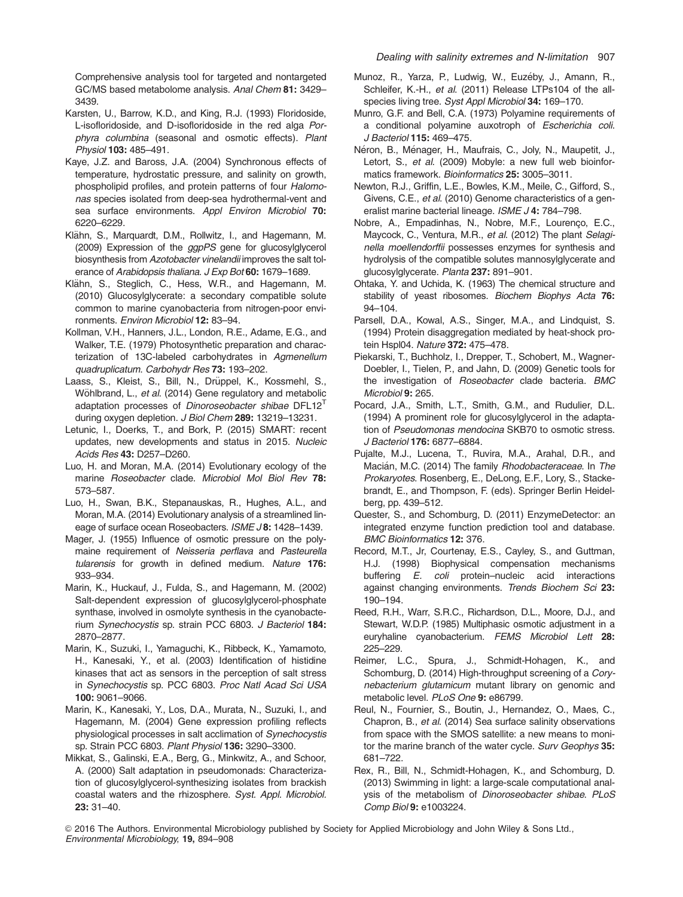Comprehensive analysis tool for targeted and nontargeted GC/MS based metabolome analysis. *Anal Chem* **81:** 3429–3439.

Karsten, U., Barrow, K.D., and King, R.J. (1993) Floridoside, L-isofloridoside, and D-isofloridoside in the red alga *Porphyra columbina* (seasonal and osmotic effects). *Plant Physiol* **103:** 485–491.

Kaye, J.Z. and Baross, J.A. (2004) Synchronous effects of temperature, hydrostatic pressure, and salinity on growth, phospholipid profiles, and protein patterns of four *Halomonas* species isolated from deep-sea hydrothermal-vent and sea surface environments. *Appl Environ Microbiol* **70:** 6220–6229.

Klähn, S., Marquardt, D.M., Rollwitz, I., and Hagemann, M. (2009) Expression of the *ggpPS* gene for glucosylglycerol biosynthesis from *Azotobacter vinelandii* improves the salt tolerance of *Arabidopsis thaliana*. *J Exp Bot* **60:** 1679–1689.

Klähn, S., Steglich, C., Hess, W.R., and Hagemann, M. (2010) Glucosylglycerate: a secondary compatible solute common to marine cyanobacteria from nitrogen-poor environments. *Environ Microbiol* **12:** 83–94.

Kollman, V.H., Hanners, J.L., London, R.E., Adame, E.G., and Walker, T.E. (1979) Photosynthetic preparation and characterization of 13C-labeled carbohydrates in *Agmenellum quadruplicatum*. *Carbohydr Res* **73:** 193–202.

Laass, S., Kleist, S., Bill, N., Drüppel, K., Kossmehl, S., Wöhlbrand, L., *et al.* (2014) Gene regulatory and metabolic adaptation processes of *Dinoroseobacter shibae* DFL12$^T$ during oxygen depletion. *J Biol Chem* **289:** 13219–13231.

Letunic, I., Doerks, T., and Bork, P. (2015) SMART: recent updates, new developments and status in 2015. *Nucleic Acids Res* **43:** D257–D260.

Luo, H. and Moran, M.A. (2014) Evolutionary ecology of the marine *Roseobacter* clade. *Microbiol Mol Biol Rev* **78:** 573–587.

Luo, H., Swan, B.K., Stepanauskas, R., Hughes, A.L., and Moran, M.A. (2014) Evolutionary analysis of a streamlined lineage of surface ocean Roseobacters. *ISME J* **8:** 1428–1439.

Mager, J. (1955) Influence of osmotic pressure on the polymaine requirement of *Neisseria perflava* and *Pasteurella tularensis* for growth in defined medium. *Nature* **176:** 933–934.

Marin, K., Huckauf, J., Fulda, S., and Hagemann, M. (2002) Salt-dependent expression of glucosylglycerol-phosphate synthase, involved in osmolyte synthesis in the cyanobacterium *Synechocystis* sp. strain PCC 6803. *J Bacteriol* **184:** 2870–2877.

Marin, K., Suzuki, I., Yamaguchi, K., Ribbeck, K., Yamamoto, H., Kanesaki, Y., et al. (2003) Identification of histidine kinases that act as sensors in the perception of salt stress in *Synechocystis* sp. PCC 6803. *Proc Natl Acad Sci USA* **100:** 9061–9066.

Marin, K., Kanesaki, Y., Los, D.A., Murata, N., Suzuki, I., and Hagemann, M. (2004) Gene expression profiling reflects physiological processes in salt acclimation of *Synechocystis* sp. Strain PCC 6803. *Plant Physiol* **136:** 3290–3300.

Mikkat, S., Galinski, E.A., Berg, G., Minkwitz, A., and Schoor, A. (2000) Salt adaptation in pseudomonads: Characterization of glucosylglycerol-synthesizing isolates from brackish coastal waters and the rhizosphere. *Syst. Appl. Microbiol.* **23:** 31–40.

Munoz, R., Yarza, P., Ludwig, W., Euzéby, J., Amann, R., Schleifer, K.-H., *et al.* (2011) Release LTPs104 of the all-species living tree. *Syst Appl Microbiol* **34:** 169–170.

Munro, G.F. and Bell, C.A. (1973) Polyamine requirements of a conditional polyamine auxotroph of *Escherichia coli*. *J Bacteriol* **115:** 469–475.

Néron, B., Ménager, H., Maufrais, C., Joly, N., Maupetit, J., Letort, S., *et al.* (2009) Mobyle: a new full web bioinformatics framework. *Bioinformatics* **25:** 3005–3011.

Newton, R.J., Griffin, L.E., Bowles, K.M., Meile, C., Gifford, S., Givens, C.E., *et al.* (2010) Genome characteristics of a generalist marine bacterial lineage. *ISME J* **4:** 784–798.

Nobre, A., Empadinhas, N., Nobre, M.F., Lourenço, E.C., Maycock, C., Ventura, M.R., *et al.* (2012) The plant *Selaginella moellendorffii* possesses enzymes for synthesis and hydrolysis of the compatible solutes mannosylglycerate and glucosylglycerate. *Planta* **237:** 891–901.

Ohtaka, Y. and Uchida, K. (1963) The chemical structure and stability of yeast ribosomes. *Biochem Biophys Acta* **76:** 94–104.

Parsell, D.A., Kowal, A.S., Singer, M.A., and Lindquist, S. (1994) Protein disaggregation mediated by heat-shock protein Hspl04. *Nature* **372:** 475–478.

Piekarski, T., Buchholz, I., Drepper, T., Schobert, M., Wagner-Doebler, I., Tielen, P., and Jahn, D. (2009) Genetic tools for the investigation of *Roseobacter* clade bacteria. *BMC Microbiol* **9:** 265.

Pocard, J.A., Smith, L.T., Smith, G.M., and Rudulier, D.L. (1994) A prominent role for glucosylglycerol in the adaptation of *Pseudomonas mendocina* SKB70 to osmotic stress. *J Bacteriol* **176:** 6877–6884.

Pujalte, M.J., Lucena, T., Ruvira, M.A., Arahal, D.R., and Macián, M.C. (2014) The family *Rhodobacteraceae*. In *The Prokaryotes*. Rosenberg, E., DeLong, E.F., Lory, S., Stackebrandt, E., and Thompson, F. (eds). Springer Berlin Heidelberg, pp. 439–512.

Quester, S., and Schomburg, D. (2011) EnzymeDetector: an integrated enzyme function prediction tool and database. *BMC Bioinformatics* **12:** 376.

Record, M.T., Jr, Courtenay, E.S., Cayley, S., and Guttman, H.J. (1998) Biophysical compensation mechanisms buffering *E. coli* protein–nucleic acid interactions against changing environments. *Trends Biochem Sci* **23:** 190–194.

Reed, R.H., Warr, S.R.C., Richardson, D.L., Moore, D.J., and Stewart, W.D.P. (1985) Multiphasic osmotic adjustment in a euryhaline cyanobacterium. *FEMS Microbiol Lett* **28:** 225–229.

Reimer, L.C., Spura, J., Schmidt-Hohagen, K., and Schomburg, D. (2014) High-throughput screening of a *Corynebacterium glutamicum* mutant library on genomic and metabolic level. *PLoS One* **9:** e86799.

Reul, N., Fournier, S., Boutin, J., Hernandez, O., Maes, C., Chapron, B., *et al.* (2014) Sea surface salinity observations from space with the SMOS satellite: a new means to monitor the marine branch of the water cycle. *Surv Geophys* **35:** 681–722.

Rex, R., Bill, N., Schmidt-Hohagen, K., and Schomburg, D. (2013) Swimming in light: a large-scale computational analysis of the metabolism of *Dinoroseobacter shibae*. *PLoS Comp Biol* **9:** e1003224.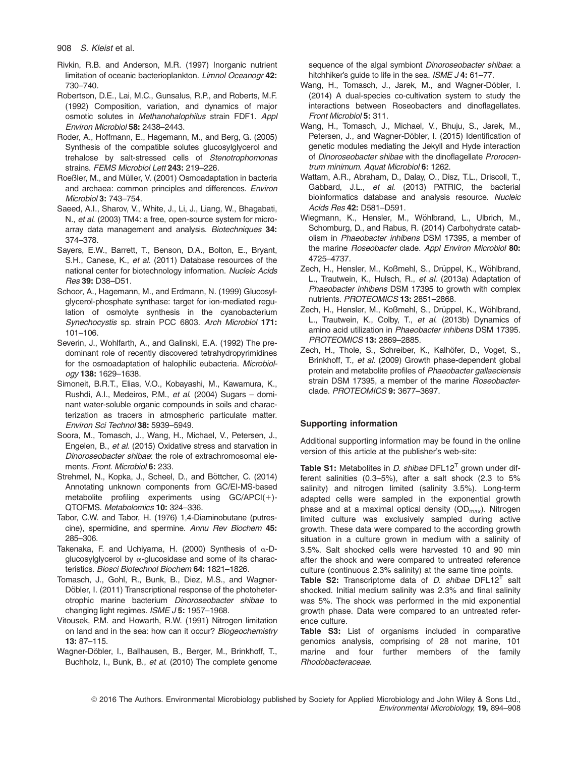Rivkin, R.B. and Anderson, M.R. (1997) Inorganic nutrient limitation of oceanic bacterioplankton. *Limnol Oceanogr* **42:** 730–740.

Robertson, D.E., Lai, M.C., Gunsalus, R.P., and Roberts, M.F. (1992) Composition, variation, and dynamics of major osmotic solutes in *Methanohalophilus* strain FDF1. *Appl Environ Microbiol* **58:** 2438–2443.

Roder, A., Hoffmann, E., Hagemann, M., and Berg, G. (2005) Synthesis of the compatible solutes glucosylglycerol and trehalose by salt-stressed cells of *Stenotrophomonas* strains. *FEMS Microbiol Lett* **243:** 219–226.

Roeßler, M., and Müller, V. (2001) Osmoadaptation in bacteria and archaea: common principles and differences. *Environ Microbiol* **3:** 743–754.

Saeed, A.I., Sharov, V., White, J., Li, J., Liang, W., Bhagabati, N., *et al.* (2003) TM4: a free, open-source system for microarray data management and analysis. *Biotechniques* **34:** 374–378.

Sayers, E.W., Barrett, T., Benson, D.A., Bolton, E., Bryant, S.H., Canese, K., *et al.* (2011) Database resources of the national center for biotechnology information. *Nucleic Acids Res* **39:** D38–D51.

Schoor, A., Hagemann, M., and Erdmann, N. (1999) Glucosylglycerol-phosphate synthase: target for ion-mediated regulation of osmolyte synthesis in the cyanobacterium *Synechocystis* sp. strain PCC 6803. *Arch Microbiol* **171:** 101–106.

Severin, J., Wohlfarth, A., and Galinski, E.A. (1992) The predominant role of recently discovered tetrahydropyrimidines for the osmoadaptation of halophilic eubacteria. *Microbiology* **138:** 1629–1638.

Simoneit, B.R.T., Elias, V.O., Kobayashi, M., Kawamura, K., Rushdi, A.I., Medeiros, P.M., *et al.* (2004) Sugars – dominant water-soluble organic compounds in soils and characterization as tracers in atmospheric particulate matter. *Environ Sci Technol* **38:** 5939–5949.

Soora, M., Tomasch, J., Wang, H., Michael, V., Petersen, J., Engelen, B., *et al.* (2015) Oxidative stress and starvation in *Dinoroseobacter shibae*: the role of extrachromosomal elements. *Front. Microbiol* **6:** 233.

Strehmel, N., Kopka, J., Scheel, D., and Böttcher, C. (2014) Annotating unknown components from GC/EI-MS-based metabolite profiling experiments using GC/APCI(+)-QTOFMS. *Metabolomics* **10:** 324–336.

Tabor, C.W. and Tabor, H. (1976) 1,4-Diaminobutane (putrescine), spermidine, and spermine. *Annu Rev Biochem* **45:** 285–306.

Takenaka, F. and Uchiyama, H. (2000) Synthesis of α-D-glucosylglycerol by α-glucosidase and some of its characteristics. *Biosci Biotechnol Biochem* **64:** 1821–1826.

Tomasch, J., Gohl, R., Bunk, B., Diez, M.S., and Wagner-Döbler, I. (2011) Transcriptional response of the photoheterotrophic marine bacterium *Dinoroseobacter shibae* to changing light regimes. *ISME J* **5:** 1957–1968.

Vitousek, P.M. and Howarth, R.W. (1991) Nitrogen limitation on land and in the sea: how can it occur? *Biogeochemistry* **13:** 87–115.

Wagner-Döbler, I., Ballhausen, B., Berger, M., Brinkhoff, T., Buchholz, I., Bunk, B., *et al.* (2010) The complete genome sequence of the algal symbiont *Dinoroseobacter shibae*: a hitchhiker's guide to life in the sea. *ISME J* **4:** 61–77.

Wang, H., Tomasch, J., Jarek, M., and Wagner-Döbler, I. (2014) A dual-species co-cultivation system to study the interactions between Roseobacters and dinoflagellates. *Front Microbiol* **5:** 311.

Wang, H., Tomasch, J., Michael, V., Bhuju, S., Jarek, M., Petersen, J., and Wagner-Döbler, I. (2015) Identification of genetic modules mediating the Jekyll and Hyde interaction of *Dinoroseobacter shibae* with the dinoflagellate *Prorocentrum minimum*. *Aquat Microbiol* **6:** 1262.

Wattam, A.R., Abraham, D., Dalay, O., Disz, T.L., Driscoll, T., Gabbard, J.L., *et al.* (2013) PATRIC, the bacterial bioinformatics database and analysis resource. *Nucleic Acids Res* **42:** D581–D591.

Wiegmann, K., Hensler, M., Wöhlbrand, L., Ulbrich, M., Schomburg, D., and Rabus, R. (2014) Carbohydrate catabolism in *Phaeobacter inhibens* DSM 17395, a member of the marine *Roseobacter* clade. *Appl Environ Microbiol* **80:** 4725–4737.

Zech, H., Hensler, M., Koßmehl, S., Drüppel, K., Wöhlbrand, L., Trautwein, K., Hulsch, R., *et al.* (2013a) Adaptation of *Phaeobacter inhibens* DSM 17395 to growth with complex nutrients. *PROTEOMICS* **13:** 2851–2868.

Zech, H., Hensler, M., Koßmehl, S., Drüppel, K., Wöhlbrand, L., Trautwein, K., Colby, T., *et al.* (2013b) Dynamics of amino acid utilization in *Phaeobacter inhibens* DSM 17395. *PROTEOMICS* **13:** 2869–2885.

Zech, H., Thole, S., Schreiber, K., Kalhöfer, D., Voget, S., Brinkhoff, T., *et al.* (2009) Growth phase-dependent global protein and metabolite profiles of *Phaeobacter gallaeciensis* strain DSM 17395, a member of the marine *Roseobacter*-clade. *PROTEOMICS* **9:** 3677–3697.

## Supporting information

Additional supporting information may be found in the online version of this article at the publisher's web-site:

**Table S1:** Metabolites in *D. shibae* DFL12$^T$ grown under different salinities (0.3–5%), after a salt shock (2.3 to 5% salinity) and nitrogen limited (salinity 3.5%). Long-term adapted cells were sampled in the exponential growth phase and at a maximal optical density ($OD_{max}$). Nitrogen limited culture was exclusively sampled during active growth. These data were compared to the according growth situation in a culture grown in medium with a salinity of 3.5%. Salt shocked cells were harvested 10 and 90 min after the shock and were compared to untreated reference culture (continuous 2.3% salinity) at the same time points.

**Table S2:** Transcriptome data of *D. shibae* DFL12$^T$ salt shocked. Initial medium salinity was 2.3% and final salinity was 5%. The shock was performed in the mid exponential growth phase. Data were compared to an untreated reference culture.

**Table S3:** List of organisms included in comparative genomics analysis, comprising of 28 not marine, 101 marine and four further members of the family *Rhodobacteraceae*.